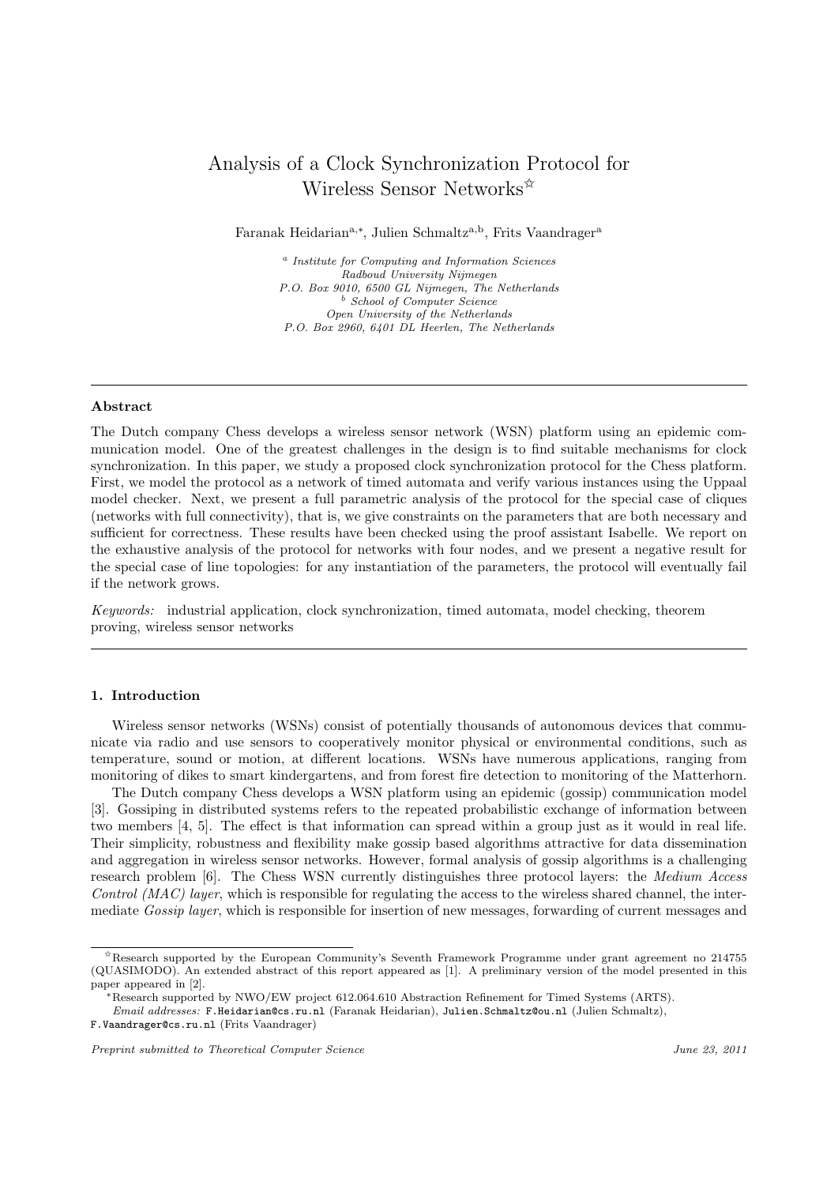# Analysis of a Clock Synchronization Protocol for Wireless Sensor Networks[☆]

Faranak Heidarian[a,*], Julien Schmaltz[a,b], Frits Vaandrager[a]

[a] *Institute for Computing and Information Sciences*
*Radboud University Nijmegen*
*P.O. Box 9010, 6500 GL Nijmegen, The Netherlands*
[b] *School of Computer Science*
*Open University of the Netherlands*
*P.O. Box 2960, 6401 DL Heerlen, The Netherlands*

---

**Abstract**

The Dutch company Chess develops a wireless sensor network (WSN) platform using an epidemic communication model. One of the greatest challenges in the design is to find suitable mechanisms for clock synchronization. In this paper, we study a proposed clock synchronization protocol for the Chess platform. First, we model the protocol as a network of timed automata and verify various instances using the Uppaal model checker. Next, we present a full parametric analysis of the protocol for the special case of cliques (networks with full connectivity), that is, we give constraints on the parameters that are both necessary and sufficient for correctness. These results have been checked using the proof assistant Isabelle. We report on the exhaustive analysis of the protocol for networks with four nodes, and we present a negative result for the special case of line topologies: for any instantiation of the parameters, the protocol will eventually fail if the network grows.

*Keywords:* industrial application, clock synchronization, timed automata, model checking, theorem proving, wireless sensor networks

---

## 1. Introduction

Wireless sensor networks (WSNs) consist of potentially thousands of autonomous devices that communicate via radio and use sensors to cooperatively monitor physical or environmental conditions, such as temperature, sound or motion, at different locations. WSNs have numerous applications, ranging from monitoring of dikes to smart kindergartens, and from forest fire detection to monitoring of the Matterhorn.

The Dutch company Chess develops a WSN platform using an epidemic (gossip) communication model [3]. Gossiping in distributed systems refers to the repeated probabilistic exchange of information between two members [4, 5]. The effect is that information can spread within a group just as it would in real life. Their simplicity, robustness and flexibility make gossip based algorithms attractive for data dissemination and aggregation in wireless sensor networks. However, formal analysis of gossip algorithms is a challenging research problem [6]. The Chess WSN currently distinguishes three protocol layers: the *Medium Access Control (MAC) layer*, which is responsible for regulating the access to the wireless shared channel, the intermediate *Gossip layer*, which is responsible for insertion of new messages, forwarding of current messages and

---

[☆]Research supported by the European Community's Seventh Framework Programme under grant agreement no 214755 (QUASIMODO). An extended abstract of this report appeared as [1]. A preliminary version of the model presented in this paper appeared in [2].

[*]Research supported by NWO/EW project 612.064.610 Abstraction Refinement for Timed Systems (ARTS).

*Email addresses:* F.Heidarian@cs.ru.nl (Faranak Heidarian), Julien.Schmaltz@ou.nl (Julien Schmaltz), F.Vaandrager@cs.ru.nl (Frits Vaandrager)

*Preprint submitted to Theoretical Computer Science* June 23, 2011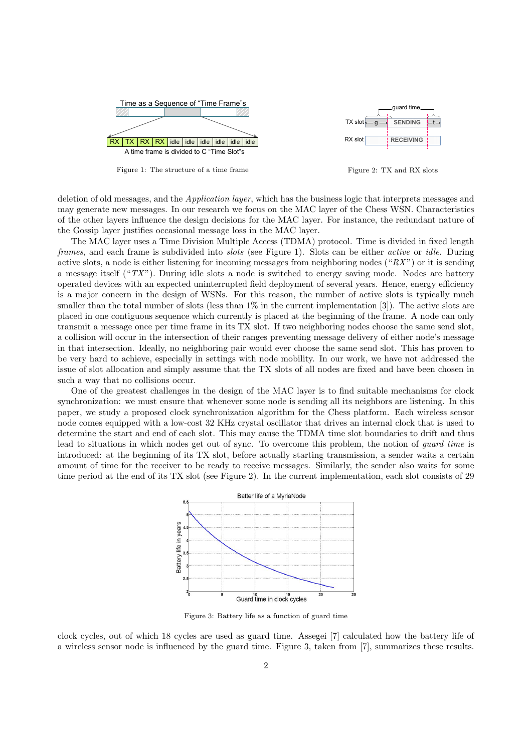Figure 1: The structure of a time frame

Figure 2: TX and RX slots

deletion of old messages, and the *Application layer*, which has the business logic that interprets messages and may generate new messages. In our research we focus on the MAC layer of the Chess WSN. Characteristics of the other layers influence the design decisions for the MAC layer. For instance, the redundant nature of the Gossip layer justifies occasional message loss in the MAC layer.

The MAC layer uses a Time Division Multiple Access (TDMA) protocol. Time is divided in fixed length *frames*, and each frame is subdivided into *slots* (see Figure 1). Slots can be either *active* or *idle*. During active slots, a node is either listening for incoming messages from neighboring nodes ("*RX*") or it is sending a message itself ("*TX*"). During idle slots a node is switched to energy saving mode. Nodes are battery operated devices with an expected uninterrupted field deployment of several years. Hence, energy efficiency is a major concern in the design of WSNs. For this reason, the number of active slots is typically much smaller than the total number of slots (less than 1% in the current implementation [3]). The active slots are placed in one contiguous sequence which currently is placed at the beginning of the frame. A node can only transmit a message once per time frame in its TX slot. If two neighboring nodes choose the same send slot, a collision will occur in the intersection of their ranges preventing message delivery of either node's message in that intersection. Ideally, no neighboring pair would ever choose the same send slot. This has proven to be very hard to achieve, especially in settings with node mobility. In our work, we have not addressed the issue of slot allocation and simply assume that the TX slots of all nodes are fixed and have been chosen in such a way that no collisions occur.

One of the greatest challenges in the design of the MAC layer is to find suitable mechanisms for clock synchronization: we must ensure that whenever some node is sending all its neighbors are listening. In this paper, we study a proposed clock synchronization algorithm for the Chess platform. Each wireless sensor node comes equipped with a low-cost 32 KHz crystal oscillator that drives an internal clock that is used to determine the start and end of each slot. This may cause the TDMA time slot boundaries to drift and thus lead to situations in which nodes get out of sync. To overcome this problem, the notion of *guard time* is introduced: at the beginning of its TX slot, before actually starting transmission, a sender waits a certain amount of time for the receiver to be ready to receive messages. Similarly, the sender also waits for some time period at the end of its TX slot (see Figure 2). In the current implementation, each slot consists of 29

Figure 3: Battery life as a function of guard time

clock cycles, out of which 18 cycles are used as guard time. Assegei [7] calculated how the battery life of a wireless sensor node is influenced by the guard time. Figure 3, taken from [7], summarizes these results.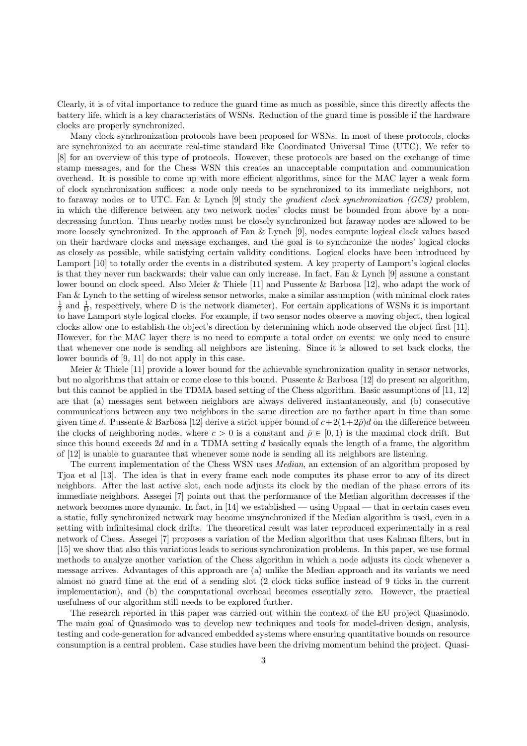Clearly, it is of vital importance to reduce the guard time as much as possible, since this directly affects the battery life, which is a key characteristics of WSNs. Reduction of the guard time is possible if the hardware clocks are properly synchronized.

Many clock synchronization protocols have been proposed for WSNs. In most of these protocols, clocks are synchronized to an accurate real-time standard like Coordinated Universal Time (UTC). We refer to [8] for an overview of this type of protocols. However, these protocols are based on the exchange of time stamp messages, and for the Chess WSN this creates an unacceptable computation and communication overhead. It is possible to come up with more efficient algorithms, since for the MAC layer a weak form of clock synchronization suffices: a node only needs to be synchronized to its immediate neighbors, not to faraway nodes or to UTC. Fan & Lynch [9] study the *gradient clock synchronization (GCS)* problem, in which the difference between any two network nodes' clocks must be bounded from above by a non-decreasing function. Thus nearby nodes must be closely synchronized but faraway nodes are allowed to be more loosely synchronized. In the approach of Fan & Lynch [9], nodes compute logical clock values based on their hardware clocks and message exchanges, and the goal is to synchronize the nodes' logical clocks as closely as possible, while satisfying certain validity conditions. Logical clocks have been introduced by Lamport [10] to totally order the events in a distributed system. A key property of Lamport's logical clocks is that they never run backwards: their value can only increase. In fact, Fan & Lynch [9] assume a constant lower bound on clock speed. Also Meier & Thiele [11] and Pussente & Barbosa [12], who adapt the work of Fan & Lynch to the setting of wireless sensor networks, make a similar assumption (with minimal clock rates $\frac{1}{2}$ and $\frac{1}{\mathsf{D}}$, respectively, where $\mathsf{D}$ is the network diameter). For certain applications of WSNs it is important to have Lamport style logical clocks. For example, if two sensor nodes observe a moving object, then logical clocks allow one to establish the object's direction by determining which node observed the object first [11]. However, for the MAC layer there is no need to compute a total order on events: we only need to ensure that whenever one node is sending all neighbors are listening. Since it is allowed to set back clocks, the lower bounds of [9, 11] do not apply in this case.

Meier & Thiele [11] provide a lower bound for the achievable synchronization quality in sensor networks, but no algorithms that attain or come close to this bound. Pussente & Barbosa [12] do present an algorithm, but this cannot be applied in the TDMA based setting of the Chess algorithm. Basic assumptions of [11, 12] are that (a) messages sent between neighbors are always delivered instantaneously, and (b) consecutive communications between any two neighbors in the same direction are no farther apart in time than some given time $d$. Pussente & Barbosa [12] derive a strict upper bound of $c+2(1+2\hat{\rho})d$ on the difference between the clocks of neighboring nodes, where $c > 0$ is a constant and $\hat{\rho} \in [0, 1)$ is the maximal clock drift. But since this bound exceeds $2d$ and in a TDMA setting $d$ basically equals the length of a frame, the algorithm of [12] is unable to guarantee that whenever some node is sending all its neighbors are listening.

The current implementation of the Chess WSN uses *Median*, an extension of an algorithm proposed by Tjoa et al [13]. The idea is that in every frame each node computes its phase error to any of its direct neighbors. After the last active slot, each node adjusts its clock by the median of the phase errors of its immediate neighbors. Assegei [7] points out that the performance of the Median algorithm decreases if the network becomes more dynamic. In fact, in [14] we established — using Uppaal — that in certain cases even a static, fully synchronized network may become unsynchronized if the Median algorithm is used, even in a setting with infinitesimal clock drifts. The theoretical result was later reproduced experimentally in a real network of Chess. Assegei [7] proposes a variation of the Median algorithm that uses Kalman filters, but in [15] we show that also this variations leads to serious synchronization problems. In this paper, we use formal methods to analyze another variation of the Chess algorithm in which a node adjusts its clock whenever a message arrives. Advantages of this approach are (a) unlike the Median approach and its variants we need almost no guard time at the end of a sending slot (2 clock ticks suffice instead of 9 ticks in the current implementation), and (b) the computational overhead becomes essentially zero. However, the practical usefulness of our algorithm still needs to be explored further.

The research reported in this paper was carried out within the context of the EU project Quasimodo. The main goal of Quasimodo was to develop new techniques and tools for model-driven design, analysis, testing and code-generation for advanced embedded systems where ensuring quantitative bounds on resource consumption is a central problem. Case studies have been the driving momentum behind the project. Quasi-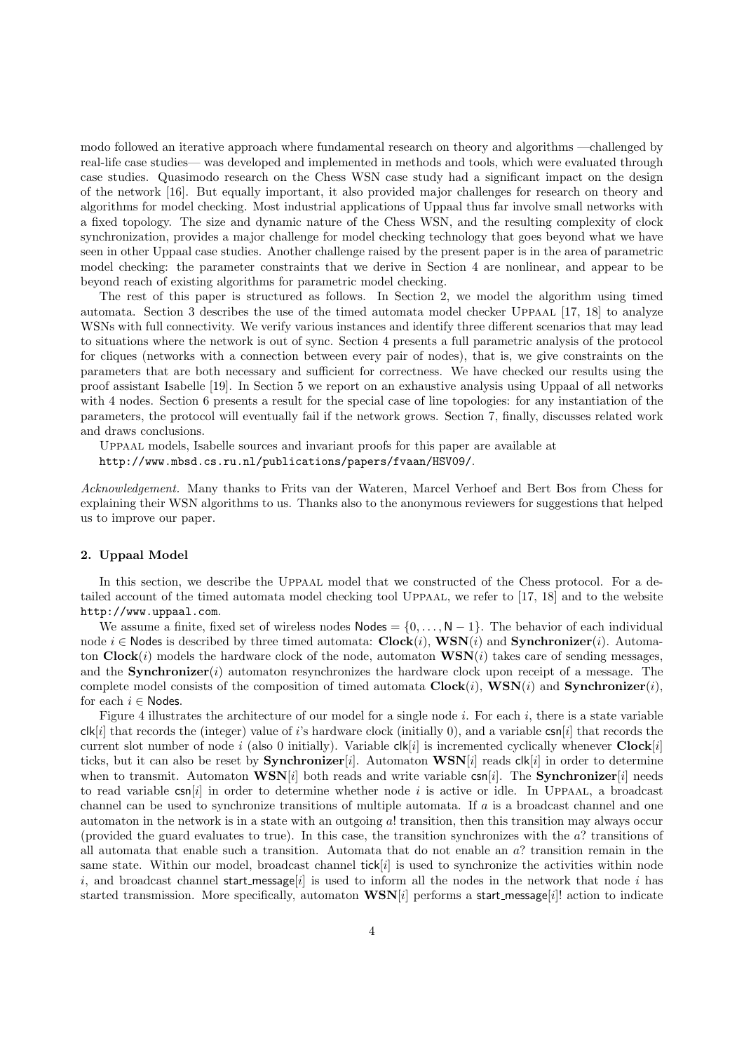modo followed an iterative approach where fundamental research on theory and algorithms —challenged by real-life case studies— was developed and implemented in methods and tools, which were evaluated through case studies. Quasimodo research on the Chess WSN case study had a significant impact on the design of the network [16]. But equally important, it also provided major challenges for research on theory and algorithms for model checking. Most industrial applications of Uppaal thus far involve small networks with a fixed topology. The size and dynamic nature of the Chess WSN, and the resulting complexity of clock synchronization, provides a major challenge for model checking technology that goes beyond what we have seen in other Uppaal case studies. Another challenge raised by the present paper is in the area of parametric model checking: the parameter constraints that we derive in Section 4 are nonlinear, and appear to be beyond reach of existing algorithms for parametric model checking.

The rest of this paper is structured as follows. In Section 2, we model the algorithm using timed automata. Section 3 describes the use of the timed automata model checker Uppaal [17, 18] to analyze WSNs with full connectivity. We verify various instances and identify three different scenarios that may lead to situations where the network is out of sync. Section 4 presents a full parametric analysis of the protocol for cliques (networks with a connection between every pair of nodes), that is, we give constraints on the parameters that are both necessary and sufficient for correctness. We have checked our results using the proof assistant Isabelle [19]. In Section 5 we report on an exhaustive analysis using Uppaal of all networks with 4 nodes. Section 6 presents a result for the special case of line topologies: for any instantiation of the parameters, the protocol will eventually fail if the network grows. Section 7, finally, discusses related work and draws conclusions.

Uppaal models, Isabelle sources and invariant proofs for this paper are available at
http://www.mbsd.cs.ru.nl/publications/papers/fvaan/HSV09/.

*Acknowledgement.* Many thanks to Frits van der Wateren, Marcel Verhoef and Bert Bos from Chess for explaining their WSN algorithms to us. Thanks also to the anonymous reviewers for suggestions that helped us to improve our paper.

## 2. Uppaal Model

In this section, we describe the Uppaal model that we constructed of the Chess protocol. For a detailed account of the timed automata model checking tool Uppaal, we refer to [17, 18] and to the website http://www.uppaal.com.

We assume a finite, fixed set of wireless nodes $\mathsf{Nodes} = \{0, \ldots, \mathsf{N}-1\}$. The behavior of each individual node $i \in \mathsf{Nodes}$ is described by three timed automata: **Clock**($i$), **WSN**($i$) and **Synchronizer**($i$). Automaton **Clock**($i$) models the hardware clock of the node, automaton **WSN**($i$) takes care of sending messages, and the **Synchronizer**($i$) automaton resynchronizes the hardware clock upon receipt of a message. The complete model consists of the composition of timed automata **Clock**($i$), **WSN**($i$) and **Synchronizer**($i$), for each $i \in \mathsf{Nodes}$.

Figure 4 illustrates the architecture of our model for a single node $i$. For each $i$, there is a state variable $\mathsf{clk}[i]$ that records the (integer) value of $i$'s hardware clock (initially 0), and a variable $\mathsf{csn}[i]$ that records the current slot number of node $i$ (also 0 initially). Variable $\mathsf{clk}[i]$ is incremented cyclically whenever **Clock**[$i$] ticks, but it can also be reset by **Synchronizer**[$i$]. Automaton **WSN**[$i$] reads $\mathsf{clk}[i]$ in order to determine when to transmit. Automaton **WSN**[$i$] both reads and write variable $\mathsf{csn}[i]$. The **Synchronizer**[$i$] needs to read variable $\mathsf{csn}[i]$ in order to determine whether node $i$ is active or idle. In Uppaal, a broadcast channel can be used to synchronize transitions of multiple automata. If $a$ is a broadcast channel and one automaton in the network is in a state with an outgoing $a!$ transition, then this transition may always occur (provided the guard evaluates to true). In this case, the transition synchronizes with the $a?$ transitions of all automata that enable such a transition. Automata that do not enable an $a?$ transition remain in the same state. Within our model, broadcast channel $\mathsf{tick}[i]$ is used to synchronize the activities within node $i$, and broadcast channel $\mathsf{start\_message}[i]$ is used to inform all the nodes in the network that node $i$ has started transmission. More specifically, automaton **WSN**[$i$] performs a $\mathsf{start\_message}[i]!$ action to indicate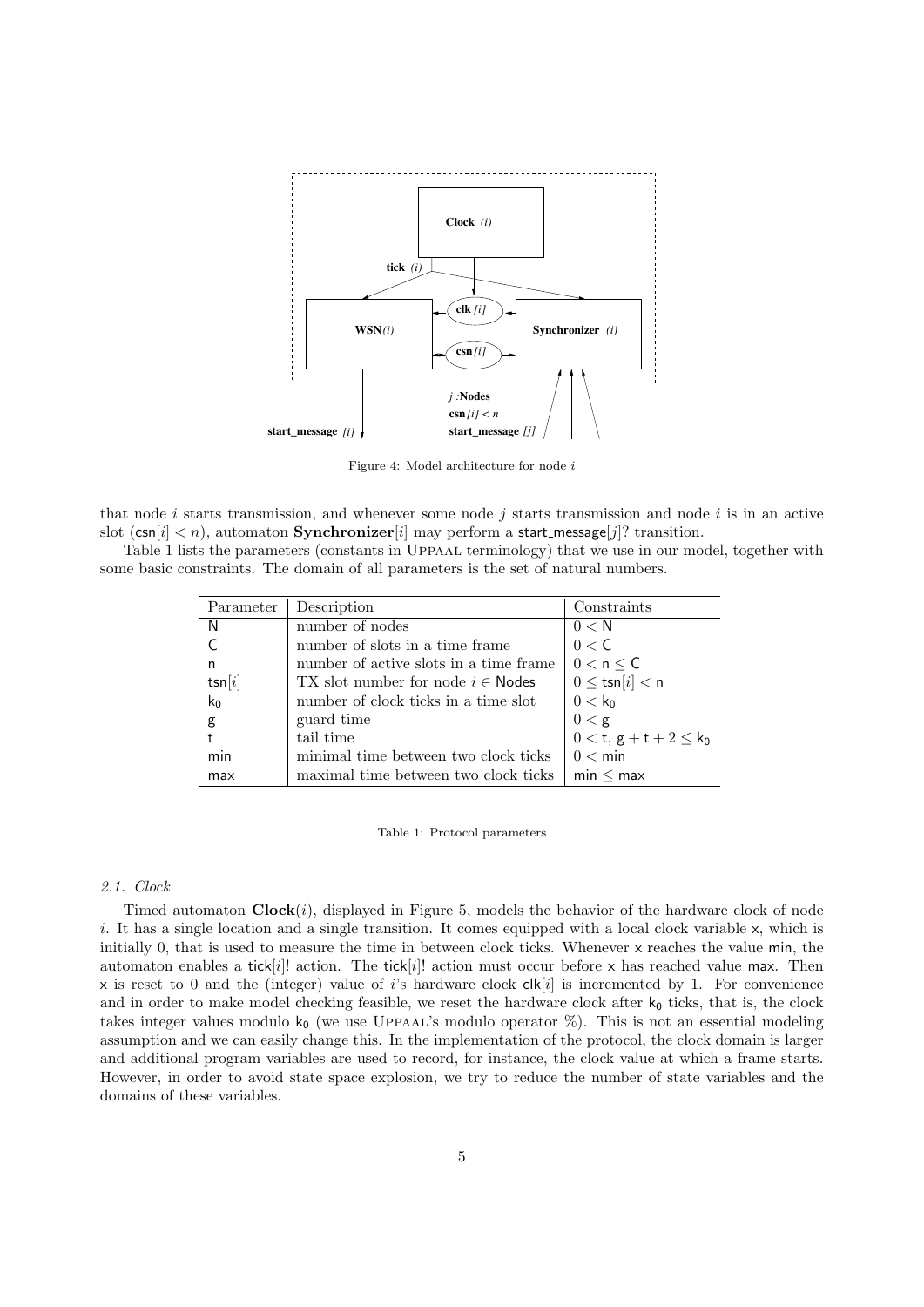Figure 4: Model architecture for node $i$

that node $i$ starts transmission, and whenever some node $j$ starts transmission and node $i$ is in an active slot ($\mathsf{csn}[i] < n$), automaton **Synchronizer**[$i$] may perform a $\mathsf{start\_message}[j]?$ transition.

Table 1 lists the parameters (constants in UPPAAL terminology) that we use in our model, together with some basic constraints. The domain of all parameters is the set of natural numbers.

| Parameter | Description | Constraints |
|---|---|---|
| $\mathsf{N}$ | number of nodes | $0 < \mathsf{N}$ |
| $\mathsf{C}$ | number of slots in a time frame | $0 < \mathsf{C}$ |
| $\mathsf{n}$ | number of active slots in a time frame | $0 < \mathsf{n} \leq \mathsf{C}$ |
| $\mathsf{tsn}[i]$ | TX slot number for node $i \in \mathsf{Nodes}$ | $0 \leq \mathsf{tsn}[i] < \mathsf{n}$ |
| $\mathsf{k_0}$ | number of clock ticks in a time slot | $0 < \mathsf{k_0}$ |
| $\mathsf{g}$ | guard time | $0 < \mathsf{g}$ |
| $\mathsf{t}$ | tail time | $0 < \mathsf{t}$, $\mathsf{g} + \mathsf{t} + 2 \leq \mathsf{k_0}$ |
| $\mathsf{min}$ | minimal time between two clock ticks | $0 < \mathsf{min}$ |
| $\mathsf{max}$ | maximal time between two clock ticks | $\mathsf{min} \leq \mathsf{max}$ |

Table 1: Protocol parameters

### 2.1. Clock

Timed automaton **Clock**($i$), displayed in Figure 5, models the behavior of the hardware clock of node $i$. It has a single location and a single transition. It comes equipped with a local clock variable $\mathsf{x}$, which is initially 0, that is used to measure the time in between clock ticks. Whenever $\mathsf{x}$ reaches the value $\mathsf{min}$, the automaton enables a $\mathsf{tick}[i]!$ action. The $\mathsf{tick}[i]!$ action must occur before $\mathsf{x}$ has reached value $\mathsf{max}$. Then $\mathsf{x}$ is reset to 0 and the (integer) value of $i$'s hardware clock $\mathsf{clk}[i]$ is incremented by 1. For convenience and in order to make model checking feasible, we reset the hardware clock after $\mathsf{k_0}$ ticks, that is, the clock takes integer values modulo $\mathsf{k_0}$ (we use UPPAAL's modulo operator %). This is not an essential modeling assumption and we can easily change this. In the implementation of the protocol, the clock domain is larger and additional program variables are used to record, for instance, the clock value at which a frame starts. However, in order to avoid state space explosion, we try to reduce the number of state variables and the domains of these variables.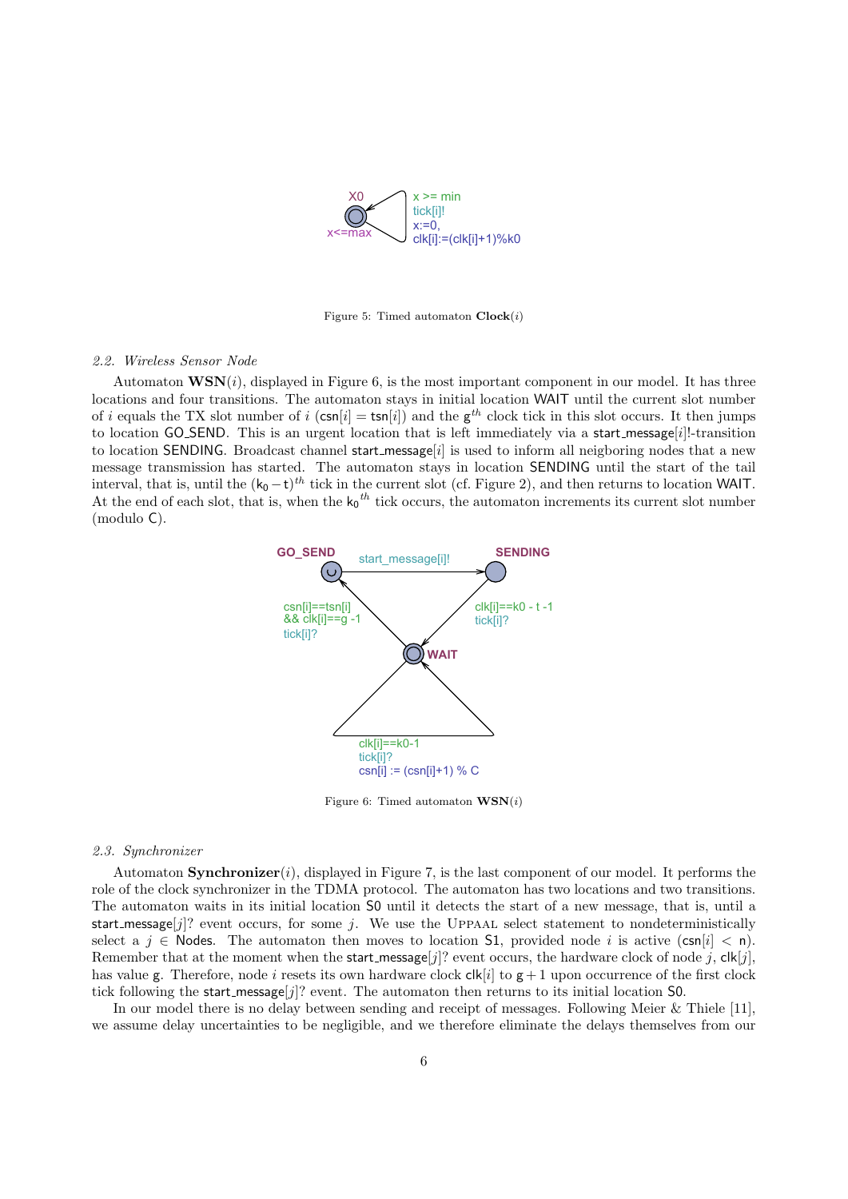Figure 5: Timed automaton **Clock**($i$)

### 2.2. Wireless Sensor Node

Automaton **WSN**($i$), displayed in Figure 6, is the most important component in our model. It has three locations and four transitions. The automaton stays in initial location WAIT until the current slot number of $i$ equals the TX slot number of $i$ ($\mathsf{csn}[i] = \mathsf{tsn}[i]$) and the $\mathsf{g}^{th}$ clock tick in this slot occurs. It then jumps to location GO_SEND. This is an urgent location that is left immediately via a start_message[$i$]!-transition to location SENDING. Broadcast channel start_message[$i$] is used to inform all neigboring nodes that a new message transmission has started. The automaton stays in location SENDING until the start of the tail interval, that is, until the $(\mathsf{k}_0 - \mathsf{t})^{th}$ tick in the current slot (cf. Figure 2), and then returns to location WAIT. At the end of each slot, that is, when the $\mathsf{k}_0{}^{th}$ tick occurs, the automaton increments its current slot number (modulo C).

Figure 6: Timed automaton **WSN**($i$)

### 2.3. Synchronizer

Automaton **Synchronizer**($i$), displayed in Figure 7, is the last component of our model. It performs the role of the clock synchronizer in the TDMA protocol. The automaton has two locations and two transitions. The automaton waits in its initial location S0 until it detects the start of a new message, that is, until a start_message[$j$]? event occurs, for some $j$. We use the UPPAAL select statement to nondeterministically select a $j \in$ Nodes. The automaton then moves to location S1, provided node $i$ is active ($\mathsf{csn}[i] < \mathsf{n}$). Remember that at the moment when the start_message[$j$]? event occurs, the hardware clock of node $j$, $\mathsf{clk}[j]$, has value g. Therefore, node $i$ resets its own hardware clock $\mathsf{clk}[i]$ to $\mathsf{g}+1$ upon occurrence of the first clock tick following the start_message[$j$]? event. The automaton then returns to its initial location S0.

In our model there is no delay between sending and receipt of messages. Following Meier & Thiele [11], we assume delay uncertainties to be negligible, and we therefore eliminate the delays themselves from our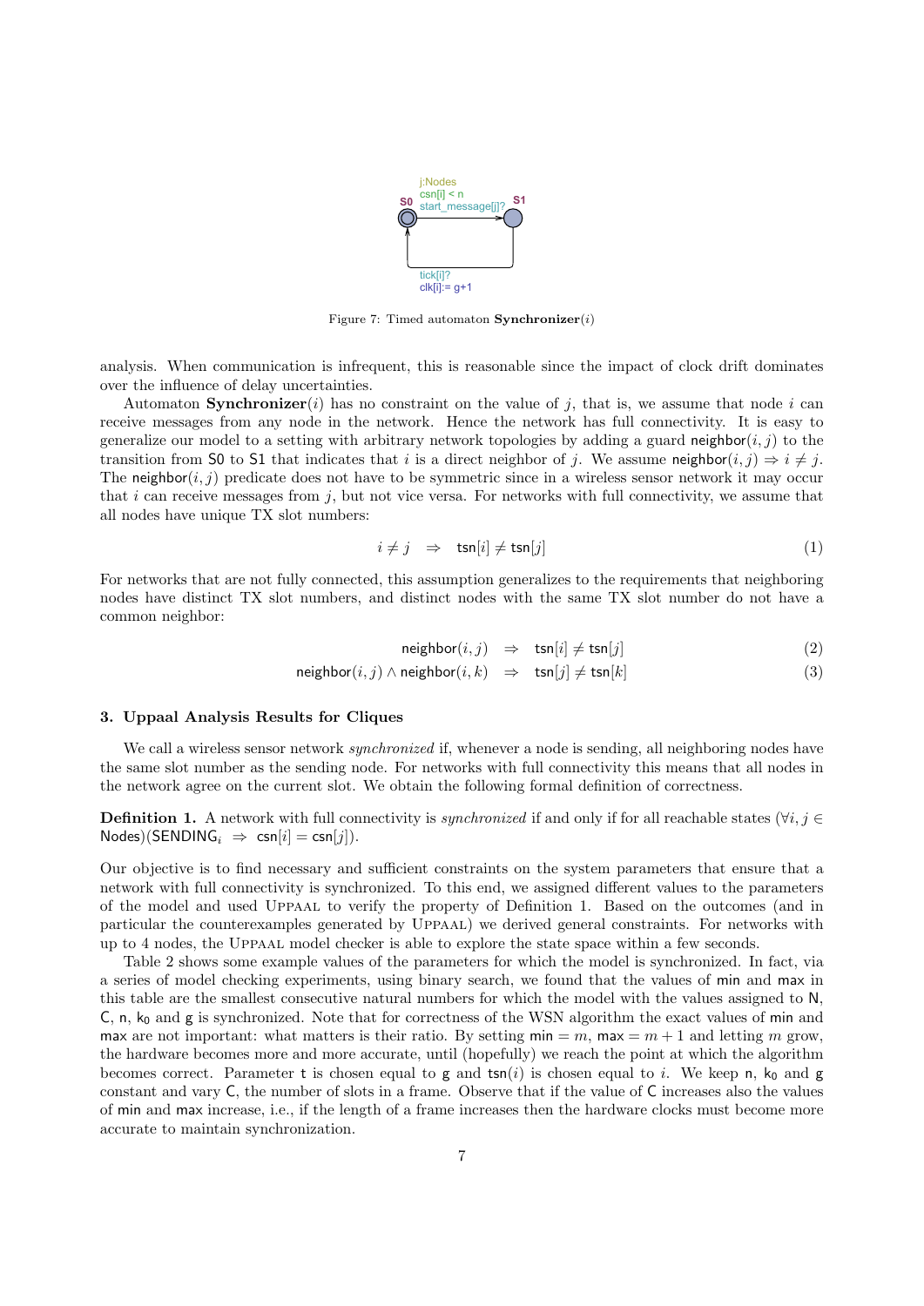Figure 7: Timed automaton **Synchronizer**$(i)$

analysis. When communication is infrequent, this is reasonable since the impact of clock drift dominates over the influence of delay uncertainties.

Automaton **Synchronizer**$(i)$ has no constraint on the value of $j$, that is, we assume that node $i$ can receive messages from any node in the network. Hence the network has full connectivity. It is easy to generalize our model to a setting with arbitrary network topologies by adding a guard $\mathsf{neighbor}(i,j)$ to the transition from S0 to S1 that indicates that $i$ is a direct neighbor of $j$. We assume $\mathsf{neighbor}(i,j) \Rightarrow i \neq j$. The $\mathsf{neighbor}(i,j)$ predicate does not have to be symmetric since in a wireless sensor network it may occur that $i$ can receive messages from $j$, but not vice versa. For networks with full connectivity, we assume that all nodes have unique TX slot numbers:

$$i \neq j \quad \Rightarrow \quad \mathsf{tsn}[i] \neq \mathsf{tsn}[j] \tag{1}$$

For networks that are not fully connected, this assumption generalizes to the requirements that neighboring nodes have distinct TX slot numbers, and distinct nodes with the same TX slot number do not have a common neighbor:

$$\mathsf{neighbor}(i,j) \quad \Rightarrow \quad \mathsf{tsn}[i] \neq \mathsf{tsn}[j] \tag{2}$$

$$\mathsf{neighbor}(i,j) \wedge \mathsf{neighbor}(i,k) \quad \Rightarrow \quad \mathsf{tsn}[j] \neq \mathsf{tsn}[k] \tag{3}$$

## 3. Uppaal Analysis Results for Cliques

We call a wireless sensor network *synchronized* if, whenever a node is sending, all neighboring nodes have the same slot number as the sending node. For networks with full connectivity this means that all nodes in the network agree on the current slot. We obtain the following formal definition of correctness.

**Definition 1.** A network with full connectivity is *synchronized* if and only if for all reachable states $(\forall i,j \in \mathsf{Nodes})(\mathsf{SENDING}_i \;\Rightarrow\; \mathsf{csn}[i] = \mathsf{csn}[j])$.

Our objective is to find necessary and sufficient constraints on the system parameters that ensure that a network with full connectivity is synchronized. To this end, we assigned different values to the parameters of the model and used Uppaal to verify the property of Definition 1. Based on the outcomes (and in particular the counterexamples generated by Uppaal) we derived general constraints. For networks with up to 4 nodes, the Uppaal model checker is able to explore the state space within a few seconds.

Table 2 shows some example values of the parameters for which the model is synchronized. In fact, via a series of model checking experiments, using binary search, we found that the values of min and max in this table are the smallest consecutive natural numbers for which the model with the values assigned to N, C, n, $\mathsf{k_0}$ and g is synchronized. Note that for correctness of the WSN algorithm the exact values of min and max are not important: what matters is their ratio. By setting $\mathsf{min} = m$, $\mathsf{max} = m+1$ and letting $m$ grow, the hardware becomes more and more accurate, until (hopefully) we reach the point at which the algorithm becomes correct. Parameter t is chosen equal to g and $\mathsf{tsn}(i)$ is chosen equal to $i$. We keep n, $\mathsf{k_0}$ and g constant and vary C, the number of slots in a frame. Observe that if the value of C increases also the values of min and max increase, i.e., if the length of a frame increases then the hardware clocks must become more accurate to maintain synchronization.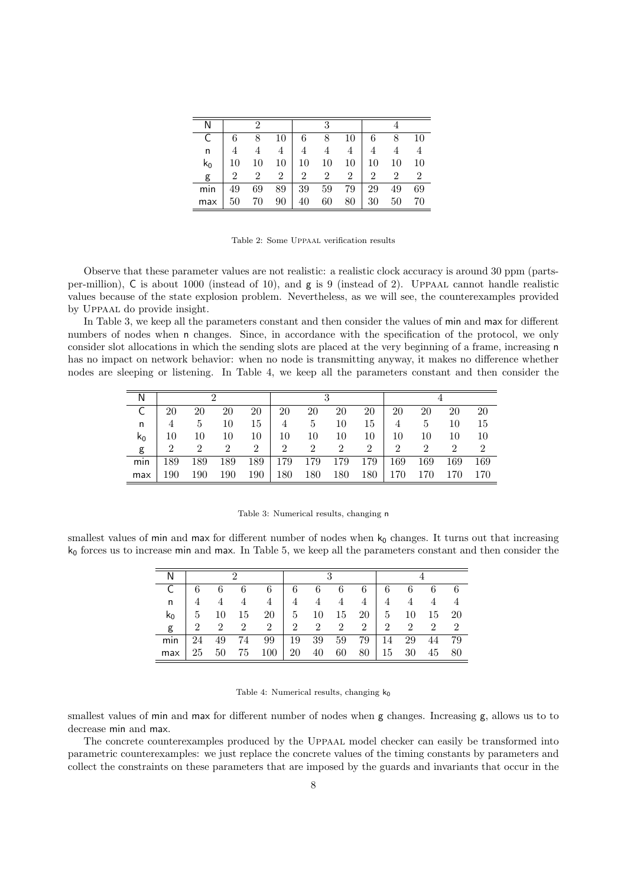| N | 2 | | | 3 | | | 4 | | |
|---|---|---|---|---|---|---|---|---|---|
| C | 6 | 8 | 10 | 6 | 8 | 10 | 6 | 8 | 10 |
| n | 4 | 4 | 4 | 4 | 4 | 4 | 4 | 4 | 4 |
| $k_0$ | 10 | 10 | 10 | 10 | 10 | 10 | 10 | 10 | 10 |
| g | 2 | 2 | 2 | 2 | 2 | 2 | 2 | 2 | 2 |
| min | 49 | 69 | 89 | 39 | 59 | 79 | 29 | 49 | 69 |
| max | 50 | 70 | 90 | 40 | 60 | 80 | 30 | 50 | 70 |

Table 2: Some UPPAAL verification results

Observe that these parameter values are not realistic: a realistic clock accuracy is around 30 ppm (parts-per-million), C is about 1000 (instead of 10), and g is 9 (instead of 2). UPPAAL cannot handle realistic values because of the state explosion problem. Nevertheless, as we will see, the counterexamples provided by UPPAAL do provide insight.

In Table 3, we keep all the parameters constant and then consider the values of min and max for different numbers of nodes when n changes. Since, in accordance with the specification of the protocol, we only consider slot allocations in which the sending slots are placed at the very beginning of a frame, increasing n has no impact on network behavior: when no node is transmitting anyway, it makes no difference whether nodes are sleeping or listening. In Table 4, we keep all the parameters constant and then consider the smallest values of min and max for different number of nodes when $k_0$ changes. It turns out that increasing $k_0$ forces us to increase min and max. In Table 5, we keep all the parameters constant and then consider the smallest values of min and max for different number of nodes when g changes. Increasing g, allows us to to decrease min and max.

| N | 2 | | | | 3 | | | | 4 | | | |
|---|---|---|---|---|---|---|---|---|---|---|---|---|
| C | 20 | 20 | 20 | 20 | 20 | 20 | 20 | 20 | 20 | 20 | 20 | 20 |
| n | 4 | 5 | 10 | 15 | 4 | 5 | 10 | 15 | 4 | 5 | 10 | 15 |
| $k_0$ | 10 | 10 | 10 | 10 | 10 | 10 | 10 | 10 | 10 | 10 | 10 | 10 |
| g | 2 | 2 | 2 | 2 | 2 | 2 | 2 | 2 | 2 | 2 | 2 | 2 |
| min | 189 | 189 | 189 | 189 | 179 | 179 | 179 | 179 | 169 | 169 | 169 | 169 |
| max | 190 | 190 | 190 | 190 | 180 | 180 | 180 | 180 | 170 | 170 | 170 | 170 |

Table 3: Numerical results, changing n

| N | 2 | | | | 3 | | | | 4 | | | |
|---|---|---|---|---|---|---|---|---|---|---|---|---|
| C | 6 | 6 | 6 | 6 | 6 | 6 | 6 | 6 | 6 | 6 | 6 | 6 |
| n | 4 | 4 | 4 | 4 | 4 | 4 | 4 | 4 | 4 | 4 | 4 | 4 |
| $k_0$ | 5 | 10 | 15 | 20 | 5 | 10 | 15 | 20 | 5 | 10 | 15 | 20 |
| g | 2 | 2 | 2 | 2 | 2 | 2 | 2 | 2 | 2 | 2 | 2 | 2 |
| min | 24 | 49 | 74 | 99 | 19 | 39 | 59 | 79 | 14 | 29 | 44 | 79 |
| max | 25 | 50 | 75 | 100 | 20 | 40 | 60 | 80 | 15 | 30 | 45 | 80 |

Table 4: Numerical results, changing $k_0$

The concrete counterexamples produced by the UPPAAL model checker can easily be transformed into parametric counterexamples: we just replace the concrete values of the timing constants by parameters and collect the constraints on these parameters that are imposed by the guards and invariants that occur in the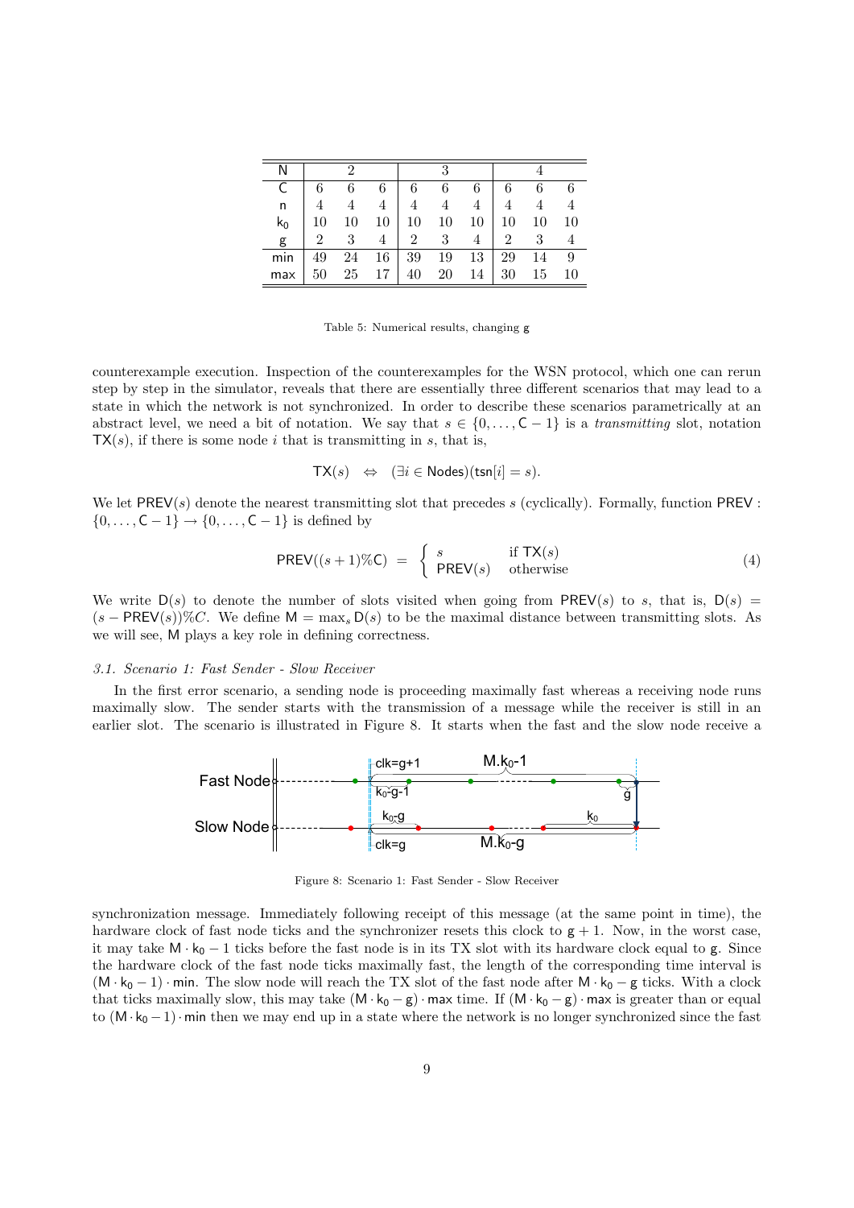| N | 2 | | | 3 | | | 4 | | |
|---|---|---|---|---|---|---|---|---|---|
| C | 6 | 6 | 6 | 6 | 6 | 6 | 6 | 6 | 6 |
| n | 4 | 4 | 4 | 4 | 4 | 4 | 4 | 4 | 4 |
| $k_0$ | 10 | 10 | 10 | 10 | 10 | 10 | 10 | 10 | 10 |
| g | 2 | 3 | 4 | 2 | 3 | 4 | 2 | 3 | 4 |
| min | 49 | 24 | 16 | 39 | 19 | 13 | 29 | 14 | 9 |
| max | 50 | 25 | 17 | 40 | 20 | 14 | 30 | 15 | 10 |

Table 5: Numerical results, changing g

counterexample execution. Inspection of the counterexamples for the WSN protocol, which one can rerun step by step in the simulator, reveals that there are essentially three different scenarios that may lead to a state in which the network is not synchronized. In order to describe these scenarios parametrically at an abstract level, we need a bit of notation. We say that $s \in \{0, \dots, \mathsf{C}-1\}$ is a *transmitting* slot, notation $\mathsf{TX}(s)$, if there is some node $i$ that is transmitting in $s$, that is,

$$\mathsf{TX}(s) \quad \Leftrightarrow \quad (\exists i \in \mathsf{Nodes})(\mathsf{tsn}[i] = s).$$

We let $\mathsf{PREV}(s)$ denote the nearest transmitting slot that precedes $s$ (cyclically). Formally, function $\mathsf{PREV} : \{0, \dots, \mathsf{C}-1\} \to \{0, \dots, \mathsf{C}-1\}$ is defined by

$$\mathsf{PREV}((s+1)\%\mathsf{C}) \;=\; \begin{cases} s & \text{if } \mathsf{TX}(s) \\ \mathsf{PREV}(s) & \text{otherwise} \end{cases} \tag{4}$$

We write $\mathsf{D}(s)$ to denote the number of slots visited when going from $\mathsf{PREV}(s)$ to $s$, that is, $\mathsf{D}(s) = (s - \mathsf{PREV}(s))\%C$. We define $\mathsf{M} = \max_s \mathsf{D}(s)$ to be the maximal distance between transmitting slots. As we will see, M plays a key role in defining correctness.

### 3.1. Scenario 1: Fast Sender - Slow Receiver

In the first error scenario, a sending node is proceeding maximally fast whereas a receiving node runs maximally slow. The sender starts with the transmission of a message while the receiver is still in an earlier slot. The scenario is illustrated in Figure 8. It starts when the fast and the slow node receive a

Figure 8: Scenario 1: Fast Sender - Slow Receiver

synchronization message. Immediately following receipt of this message (at the same point in time), the hardware clock of fast node ticks and the synchronizer resets this clock to $\mathsf{g}+1$. Now, in the worst case, it may take $\mathsf{M} \cdot \mathsf{k}_0 - 1$ ticks before the fast node is in its TX slot with its hardware clock equal to g. Since the hardware clock of the fast node ticks maximally fast, the length of the corresponding time interval is $(\mathsf{M} \cdot \mathsf{k}_0 - 1) \cdot \mathsf{min}$. The slow node will reach the TX slot of the fast node after $\mathsf{M} \cdot \mathsf{k}_0 - \mathsf{g}$ ticks. With a clock that ticks maximally slow, this may take $(\mathsf{M} \cdot \mathsf{k}_0 - \mathsf{g}) \cdot \mathsf{max}$ time. If $(\mathsf{M} \cdot \mathsf{k}_0 - \mathsf{g}) \cdot \mathsf{max}$ is greater than or equal to $(\mathsf{M} \cdot \mathsf{k}_0 - 1) \cdot \mathsf{min}$ then we may end up in a state where the network is no longer synchronized since the fast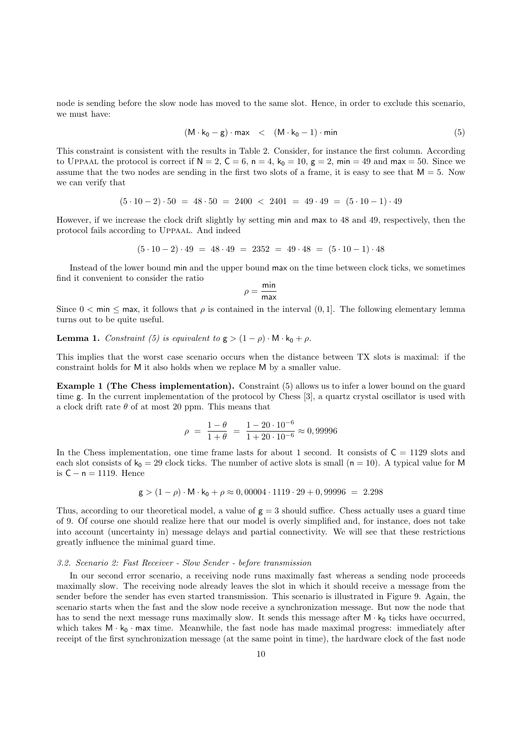node is sending before the slow node has moved to the same slot. Hence, in order to exclude this scenario, we must have:

$$(\mathsf{M} \cdot \mathsf{k_0} - \mathsf{g}) \cdot \mathsf{max} \quad < \quad (\mathsf{M} \cdot \mathsf{k_0} - 1) \cdot \mathsf{min} \tag{5}$$

This constraint is consistent with the results in Table 2. Consider, for instance the first column. According to Uppaal the protocol is correct if $\mathsf{N} = 2$, $\mathsf{C} = 6$, $\mathsf{n} = 4$, $\mathsf{k_0} = 10$, $\mathsf{g} = 2$, $\mathsf{min} = 49$ and $\mathsf{max} = 50$. Since we assume that the two nodes are sending in the first two slots of a frame, it is easy to see that $\mathsf{M} = 5$. Now we can verify that

$$(5 \cdot 10 - 2) \cdot 50 \;=\; 48 \cdot 50 \;=\; 2400 \;<\; 2401 \;=\; 49 \cdot 49 \;=\; (5 \cdot 10 - 1) \cdot 49$$

However, if we increase the clock drift slightly by setting min and max to 48 and 49, respectively, then the protocol fails according to Uppaal. And indeed

$$(5 \cdot 10 - 2) \cdot 49 \;=\; 48 \cdot 49 \;=\; 2352 \;=\; 49 \cdot 48 \;=\; (5 \cdot 10 - 1) \cdot 48$$

Instead of the lower bound min and the upper bound max on the time between clock ticks, we sometimes find it convenient to consider the ratio

$$\rho = \frac{\mathsf{min}}{\mathsf{max}}$$

Since $0 < \mathsf{min} \leq \mathsf{max}$, it follows that $\rho$ is contained in the interval $(0, 1]$. The following elementary lemma turns out to be quite useful.

**Lemma 1.** *Constraint (5) is equivalent to* $\mathsf{g} > (1 - \rho) \cdot \mathsf{M} \cdot \mathsf{k_0} + \rho$.

This implies that the worst case scenario occurs when the distance between TX slots is maximal: if the constraint holds for M it also holds when we replace M by a smaller value.

**Example 1 (The Chess implementation).** Constraint (5) allows us to infer a lower bound on the guard time g. In the current implementation of the protocol by Chess [3], a quartz crystal oscillator is used with a clock drift rate $\theta$ of at most 20 ppm. This means that

$$\rho \;=\; \frac{1 - \theta}{1 + \theta} \;=\; \frac{1 - 20 \cdot 10^{-6}}{1 + 20 \cdot 10^{-6}} \approx 0,99996$$

In the Chess implementation, one time frame lasts for about 1 second. It consists of $\mathsf{C} = 1129$ slots and each slot consists of $\mathsf{k_0} = 29$ clock ticks. The number of active slots is small ($\mathsf{n} = 10$). A typical value for M is $\mathsf{C} - \mathsf{n} = 1119$. Hence

$$\mathsf{g} > (1 - \rho) \cdot \mathsf{M} \cdot \mathsf{k_0} + \rho \approx 0,00004 \cdot 1119 \cdot 29 + 0,99996 \;=\; 2.298$$

Thus, according to our theoretical model, a value of $\mathsf{g} = 3$ should suffice. Chess actually uses a guard time of 9. Of course one should realize here that our model is overly simplified and, for instance, does not take into account (uncertainty in) message delays and partial connectivity. We will see that these restrictions greatly influence the minimal guard time.

### *3.2. Scenario 2: Fast Receiver - Slow Sender - before transmission*

In our second error scenario, a receiving node runs maximally fast whereas a sending node proceeds maximally slow. The receiving node already leaves the slot in which it should receive a message from the sender before the sender has even started transmission. This scenario is illustrated in Figure 9. Again, the scenario starts when the fast and the slow node receive a synchronization message. But now the node that has to send the next message runs maximally slow. It sends this message after $\mathsf{M} \cdot \mathsf{k_0}$ ticks have occurred, which takes $\mathsf{M} \cdot \mathsf{k_0} \cdot \mathsf{max}$ time. Meanwhile, the fast node has made maximal progress: immediately after receipt of the first synchronization message (at the same point in time), the hardware clock of the fast node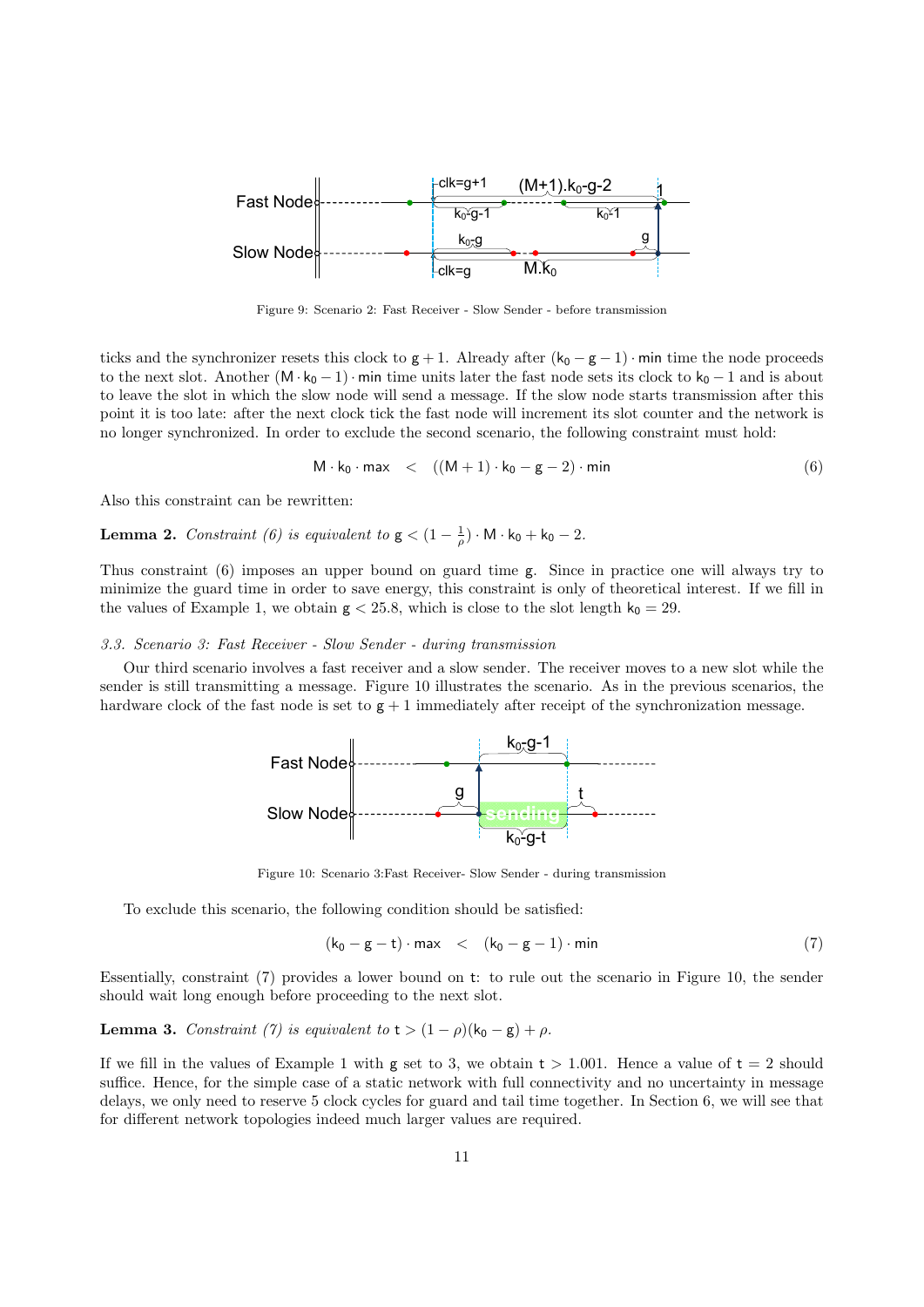Figure 9: Scenario 2: Fast Receiver - Slow Sender - before transmission

ticks and the synchronizer resets this clock to $g+1$. Already after $(k_0 - g - 1) \cdot \mathsf{min}$ time the node proceeds to the next slot. Another $(M \cdot k_0 - 1) \cdot \mathsf{min}$ time units later the fast node sets its clock to $k_0 - 1$ and is about to leave the slot in which the slow node will send a message. If the slow node starts transmission after this point it is too late: after the next clock tick the fast node will increment its slot counter and the network is no longer synchronized. In order to exclude the second scenario, the following constraint must hold:

$$M \cdot k_0 \cdot \mathsf{max} \quad < \quad ((M+1) \cdot k_0 - g - 2) \cdot \mathsf{min} \tag{6}$$

Also this constraint can be rewritten:

**Lemma 2.** *Constraint (6) is equivalent to* $g < (1 - \frac{1}{\rho}) \cdot M \cdot k_0 + k_0 - 2$.

Thus constraint (6) imposes an upper bound on guard time $g$. Since in practice one will always try to minimize the guard time in order to save energy, this constraint is only of theoretical interest. If we fill in the values of Example 1, we obtain $g < 25.8$, which is close to the slot length $k_0 = 29$.

### 3.3. Scenario 3: Fast Receiver - Slow Sender - during transmission

Our third scenario involves a fast receiver and a slow sender. The receiver moves to a new slot while the sender is still transmitting a message. Figure 10 illustrates the scenario. As in the previous scenarios, the hardware clock of the fast node is set to $g+1$ immediately after receipt of the synchronization message.

Figure 10: Scenario 3:Fast Receiver- Slow Sender - during transmission

To exclude this scenario, the following condition should be satisfied:

$$(k_0 - g - t) \cdot \mathsf{max} \quad < \quad (k_0 - g - 1) \cdot \mathsf{min} \tag{7}$$

Essentially, constraint (7) provides a lower bound on $t$: to rule out the scenario in Figure 10, the sender should wait long enough before proceeding to the next slot.

**Lemma 3.** *Constraint (7) is equivalent to* $t > (1 - \rho)(k_0 - g) + \rho$.

If we fill in the values of Example 1 with $g$ set to 3, we obtain $t > 1.001$. Hence a value of $t = 2$ should suffice. Hence, for the simple case of a static network with full connectivity and no uncertainty in message delays, we only need to reserve 5 clock cycles for guard and tail time together. In Section 6, we will see that for different network topologies indeed much larger values are required.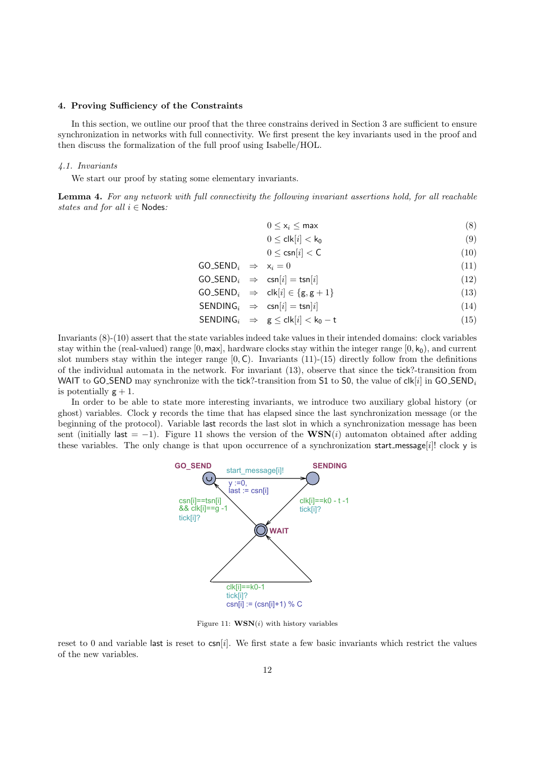## 4. Proving Sufficiency of the Constraints

In this section, we outline our proof that the three constrains derived in Section 3 are sufficient to ensure synchronization in networks with full connectivity. We first present the key invariants used in the proof and then discuss the formalization of the full proof using Isabelle/HOL.

### 4.1. Invariants

We start our proof by stating some elementary invariants.

**Lemma 4.** *For any network with full connectivity the following invariant assertions hold, for all reachable states and for all $i \in \mathsf{Nodes}$:*

$$0 \leq \mathsf{x}_i \leq \mathsf{max} \tag{8}$$

$$0 \leq \mathsf{clk}[i] < \mathsf{k_0} \tag{9}$$

$$0 \leq \mathsf{csn}[i] < \mathsf{C} \tag{10}$$

$$\mathsf{GO\_SEND}_i \Rightarrow \mathsf{x}_i = 0 \tag{11}$$

$$\mathsf{GO\_SEND}_i \Rightarrow \mathsf{csn}[i] = \mathsf{tsn}[i] \tag{12}$$

$$\mathsf{GO\_SEND}_i \Rightarrow \mathsf{clk}[i] \in \{\mathsf{g}, \mathsf{g}+1\} \tag{13}$$

$$\mathsf{SENDING}_i \Rightarrow \mathsf{csn}[i] = \mathsf{tsn}]i] \tag{14}$$

$$\mathsf{SENDING}_i \Rightarrow \mathsf{g} \leq \mathsf{clk}[i] < \mathsf{k_0} - \mathsf{t} \tag{15}$$

Invariants (8)-(10) assert that the state variables indeed take values in their intended domains: clock variables stay within the (real-valued) range $[0, \mathsf{max}]$, hardware clocks stay within the integer range $[0, \mathsf{k_0})$, and current slot numbers stay within the integer range $[0, \mathsf{C})$. Invariants (11)-(15) directly follow from the definitions of the individual automata in the network. For invariant (13), observe that since the tick?-transition from WAIT to GO_SEND may synchronize with the tick?-transition from S1 to S0, the value of $\mathsf{clk}[i]$ in $\mathsf{GO\_SEND}_i$ is potentially $\mathsf{g}+1$.

In order to be able to state more interesting invariants, we introduce two auxiliary global history (or ghost) variables. Clock y records the time that has elapsed since the last synchronization message (or the beginning of the protocol). Variable last records the last slot in which a synchronization message has been sent (initially last $= -1$). Figure 11 shows the version of the $\mathbf{WSN}(i)$ automaton obtained after adding these variables. The only change is that upon occurrence of a synchronization start_message$[i]$! clock y is

Figure 11: $\mathbf{WSN}(i)$ with history variables

reset to 0 and variable last is reset to $\mathsf{csn}[i]$. We first state a few basic invariants which restrict the values of the new variables.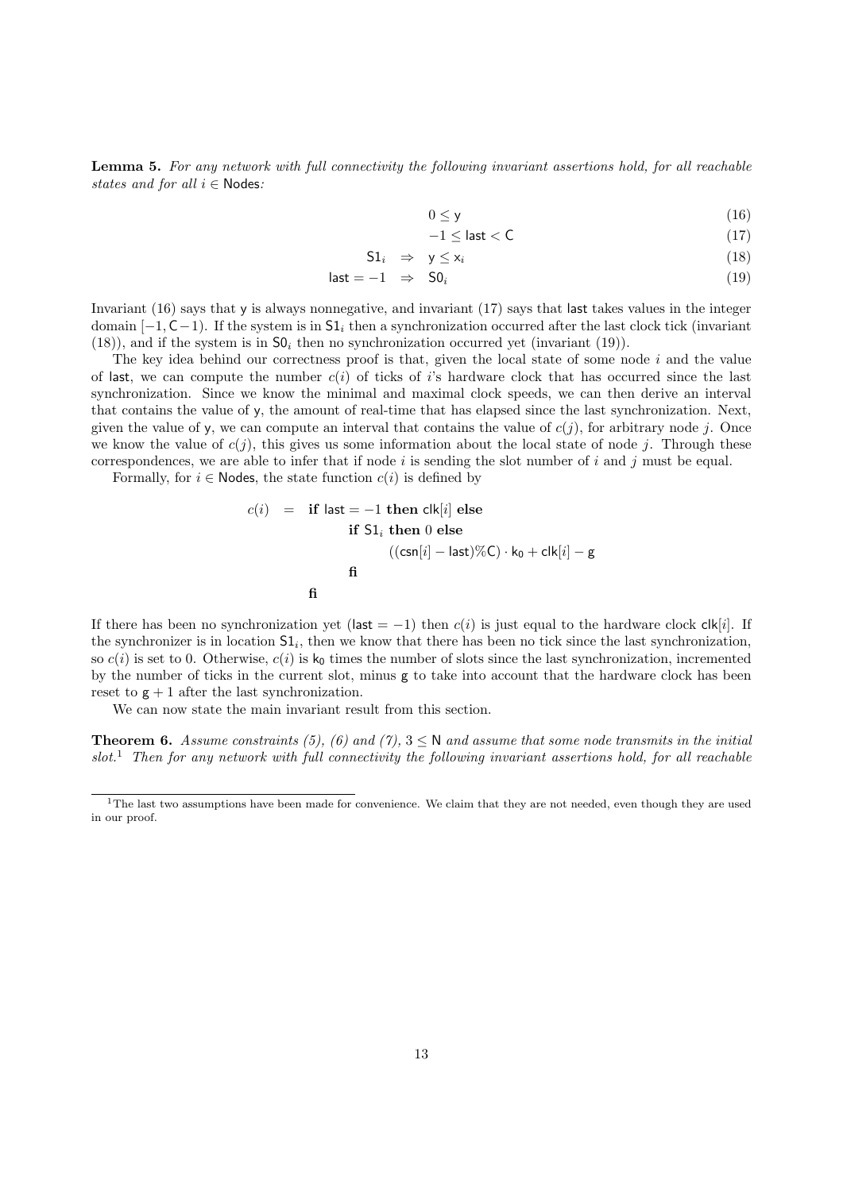**Lemma 5.** *For any network with full connectivity the following invariant assertions hold, for all reachable states and for all $i \in \mathsf{Nodes}$:*

$$0 \leq \mathsf{y} \tag{16}$$

$$-1 \leq \mathsf{last} < \mathsf{C} \tag{17}$$

$$\mathsf{S1}_i \;\Rightarrow\; \mathsf{y} \leq \mathsf{x}_i \tag{18}$$

$$\mathsf{last} = -1 \;\Rightarrow\; \mathsf{S0}_i \tag{19}$$

Invariant (16) says that $\mathsf{y}$ is always nonnegative, and invariant (17) says that $\mathsf{last}$ takes values in the integer domain $[-1, \mathsf{C}-1)$. If the system is in $\mathsf{S1}_i$ then a synchronization occurred after the last clock tick (invariant (18)), and if the system is in $\mathsf{S0}_i$ then no synchronization occurred yet (invariant (19)).

The key idea behind our correctness proof is that, given the local state of some node $i$ and the value of $\mathsf{last}$, we can compute the number $c(i)$ of ticks of $i$'s hardware clock that has occurred since the last synchronization. Since we know the minimal and maximal clock speeds, we can then derive an interval that contains the value of $\mathsf{y}$, the amount of real-time that has elapsed since the last synchronization. Next, given the value of $\mathsf{y}$, we can compute an interval that contains the value of $c(j)$, for arbitrary node $j$. Once we know the value of $c(j)$, this gives us some information about the local state of node $j$. Through these correspondences, we are able to infer that if node $i$ is sending the slot number of $i$ and $j$ must be equal.

Formally, for $i \in \mathsf{Nodes}$, the state function $c(i)$ is defined by

$$
\begin{aligned}
c(i) \quad = \quad & \textbf{if } \mathsf{last} = -1 \textbf{ then } \mathsf{clk}[i] \textbf{ else} \\
& \qquad \textbf{if } \mathsf{S1}_i \textbf{ then } 0 \textbf{ else} \\
& \qquad\qquad ((\mathsf{csn}[i] - \mathsf{last})\%\mathsf{C}) \cdot \mathsf{k_0} + \mathsf{clk}[i] - \mathsf{g} \\
& \qquad \textbf{fi} \\
& \textbf{fi}
\end{aligned}
$$

If there has been no synchronization yet ($\mathsf{last} = -1$) then $c(i)$ is just equal to the hardware clock $\mathsf{clk}[i]$. If the synchronizer is in location $\mathsf{S1}_i$, then we know that there has been no tick since the last synchronization, so $c(i)$ is set to 0. Otherwise, $c(i)$ is $\mathsf{k_0}$ times the number of slots since the last synchronization, incremented by the number of ticks in the current slot, minus $\mathsf{g}$ to take into account that the hardware clock has been reset to $\mathsf{g}+1$ after the last synchronization.

We can now state the main invariant result from this section.

**Theorem 6.** *Assume constraints (5), (6) and (7), $3 \leq \mathsf{N}$ and assume that some node transmits in the initial slot.*[1] *Then for any network with full connectivity the following invariant assertions hold, for all reachable*

[1] The last two assumptions have been made for convenience. We claim that they are not needed, even though they are used in our proof.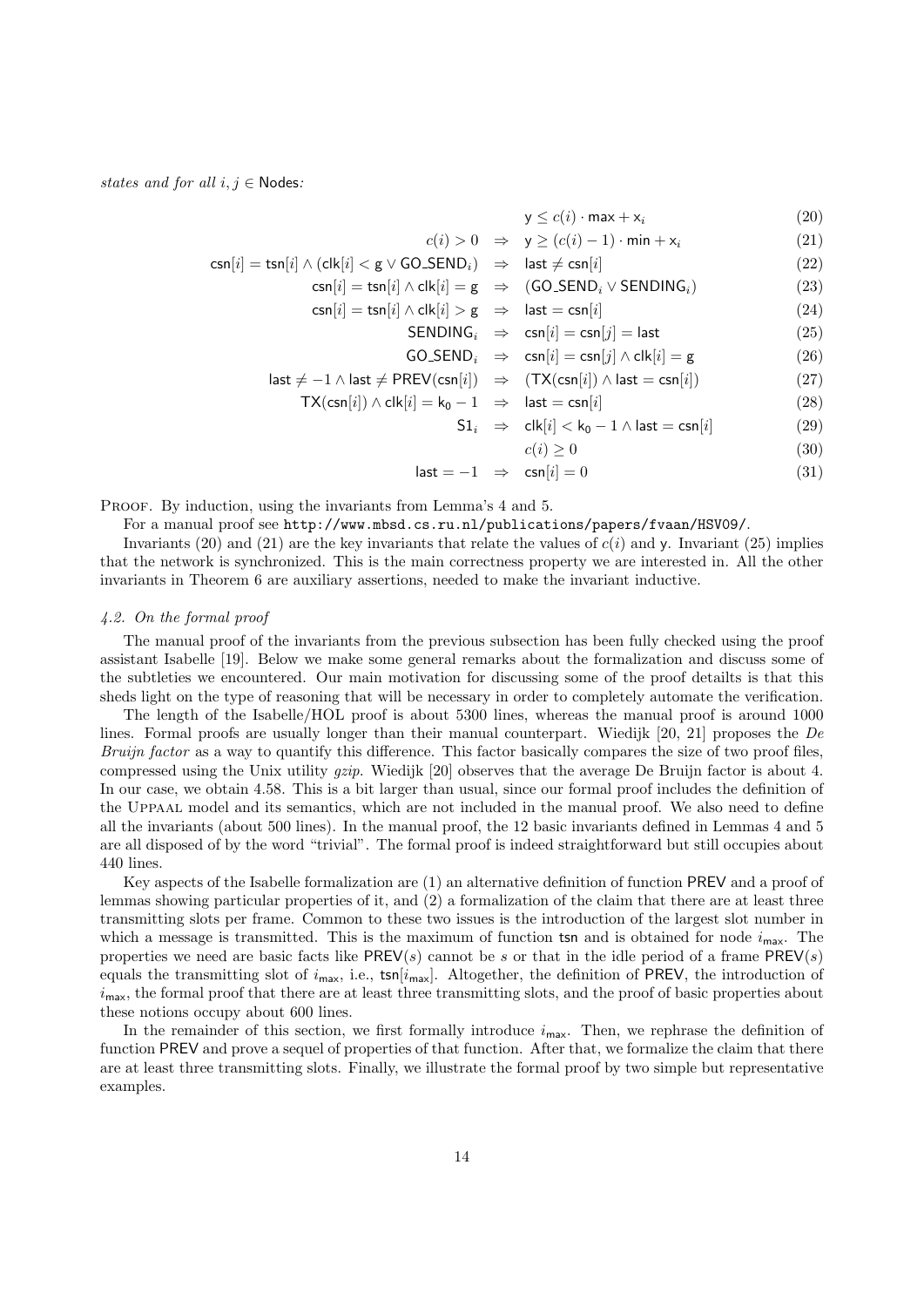*states and for all $i, j \in \mathsf{Nodes}$:*

$$
\begin{aligned}
& & \mathsf{y} \leq c(i) \cdot \mathsf{max} + \mathsf{x}_i \qquad (20)\\
c(i) > 0 & \Rightarrow & \mathsf{y} \geq (c(i) - 1) \cdot \mathsf{min} + \mathsf{x}_i \qquad (21)\\
\mathsf{csn}[i] = \mathsf{tsn}[i] \wedge (\mathsf{clk}[i] < \mathsf{g} \vee \mathsf{GO\_SEND}_i) & \Rightarrow & \mathsf{last} \neq \mathsf{csn}[i] \qquad (22)\\
\mathsf{csn}[i] = \mathsf{tsn}[i] \wedge \mathsf{clk}[i] = \mathsf{g} & \Rightarrow & (\mathsf{GO\_SEND}_i \vee \mathsf{SENDING}_i) \qquad (23)\\
\mathsf{csn}[i] = \mathsf{tsn}[i] \wedge \mathsf{clk}[i] > \mathsf{g} & \Rightarrow & \mathsf{last} = \mathsf{csn}[i] \qquad (24)\\
\mathsf{SENDING}_i & \Rightarrow & \mathsf{csn}[i] = \mathsf{csn}[j] = \mathsf{last} \qquad (25)\\
\mathsf{GO\_SEND}_i & \Rightarrow & \mathsf{csn}[i] = \mathsf{csn}[j] \wedge \mathsf{clk}[i] = \mathsf{g} \qquad (26)\\
\mathsf{last} \neq -1 \wedge \mathsf{last} \neq \mathsf{PREV}(\mathsf{csn}[i]) & \Rightarrow & (\mathsf{TX}(\mathsf{csn}[i]) \wedge \mathsf{last} = \mathsf{csn}[i]) \qquad (27)\\
\mathsf{TX}(\mathsf{csn}[i]) \wedge \mathsf{clk}[i] = \mathsf{k}_0 - 1 & \Rightarrow & \mathsf{last} = \mathsf{csn}[i] \qquad (28)\\
\mathsf{S1}_i & \Rightarrow & \mathsf{clk}[i] < \mathsf{k}_0 - 1 \wedge \mathsf{last} = \mathsf{csn}[i] \qquad (29)\\
& & c(i) \geq 0 \qquad (30)\\
\mathsf{last} = -1 & \Rightarrow & \mathsf{csn}[i] = 0 \qquad (31)
\end{aligned}
$$

Proof. By induction, using the invariants from Lemma's 4 and 5.

For a manual proof see http://www.mbsd.cs.ru.nl/publications/papers/fvaan/HSV09/.

Invariants (20) and (21) are the key invariants that relate the values of $c(i)$ and $\mathsf{y}$. Invariant (25) implies that the network is synchronized. This is the main correctness property we are interested in. All the other invariants in Theorem 6 are auxiliary assertions, needed to make the invariant inductive.

### *4.2. On the formal proof*

The manual proof of the invariants from the previous subsection has been fully checked using the proof assistant Isabelle [19]. Below we make some general remarks about the formalization and discuss some of the subtleties we encountered. Our main motivation for discussing some of the proof detailts is that this sheds light on the type of reasoning that will be necessary in order to completely automate the verification.

The length of the Isabelle/HOL proof is about 5300 lines, whereas the manual proof is around 1000 lines. Formal proofs are usually longer than their manual counterpart. Wiedijk [20, 21] proposes the *De Bruijn factor* as a way to quantify this difference. This factor basically compares the size of two proof files, compressed using the Unix utility *gzip*. Wiedijk [20] observes that the average De Bruijn factor is about 4. In our case, we obtain 4.58. This is a bit larger than usual, since our formal proof includes the definition of the Uppaal model and its semantics, which are not included in the manual proof. We also need to define all the invariants (about 500 lines). In the manual proof, the 12 basic invariants defined in Lemmas 4 and 5 are all disposed of by the word "trivial". The formal proof is indeed straightforward but still occupies about 440 lines.

Key aspects of the Isabelle formalization are (1) an alternative definition of function PREV and a proof of lemmas showing particular properties of it, and (2) a formalization of the claim that there are at least three transmitting slots per frame. Common to these two issues is the introduction of the largest slot number in which a message is transmitted. This is the maximum of function $\mathsf{tsn}$ and is obtained for node $i_{\mathsf{max}}$. The properties we need are basic facts like $\mathsf{PREV}(s)$ cannot be $s$ or that in the idle period of a frame $\mathsf{PREV}(s)$ equals the transmitting slot of $i_{\mathsf{max}}$, i.e., $\mathsf{tsn}[i_{\mathsf{max}}]$. Altogether, the definition of PREV, the introduction of $i_{\mathsf{max}}$, the formal proof that there are at least three transmitting slots, and the proof of basic properties about these notions occupy about 600 lines.

In the remainder of this section, we first formally introduce $i_{\mathsf{max}}$. Then, we rephrase the definition of function PREV and prove a sequel of properties of that function. After that, we formalize the claim that there are at least three transmitting slots. Finally, we illustrate the formal proof by two simple but representative examples.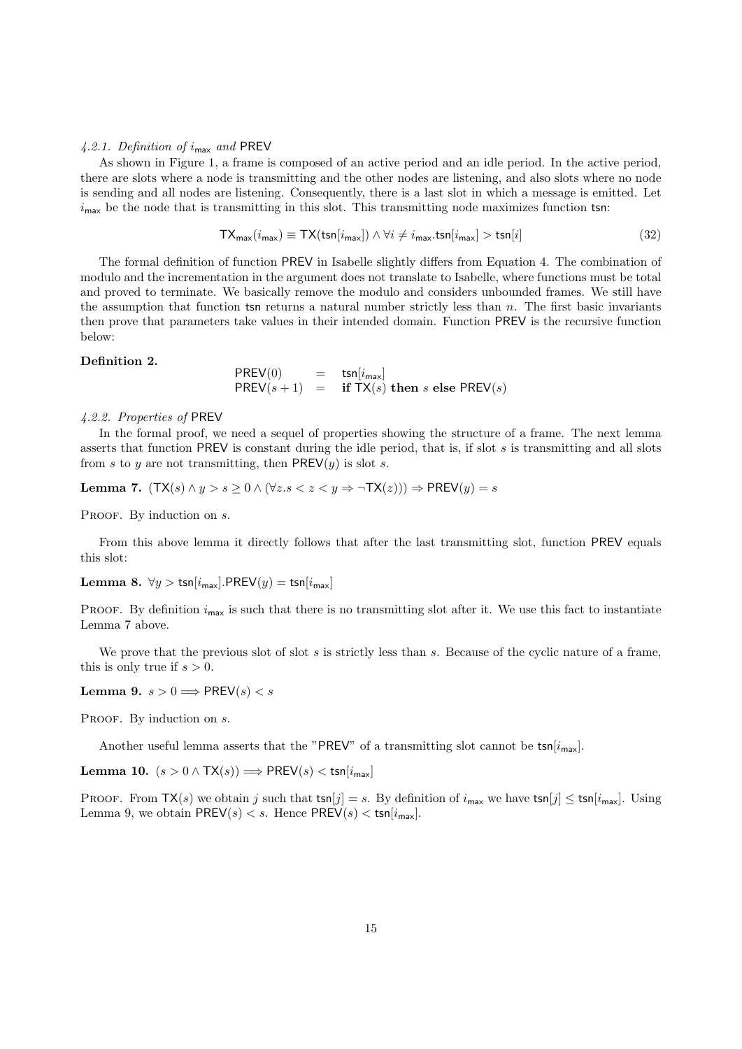#### 4.2.1. Definition of $i_{\mathsf{max}}$ and PREV

As shown in Figure 1, a frame is composed of an active period and an idle period. In the active period, there are slots where a node is transmitting and the other nodes are listening, and also slots where no node is sending and all nodes are listening. Consequently, there is a last slot in which a message is emitted. Let $i_{\mathsf{max}}$ be the node that is transmitting in this slot. This transmitting node maximizes function tsn:

$$\mathsf{TX}_{\mathsf{max}}(i_{\mathsf{max}}) \equiv \mathsf{TX}(\mathsf{tsn}[i_{\mathsf{max}}]) \wedge \forall i \neq i_{\mathsf{max}}.\mathsf{tsn}[i_{\mathsf{max}}] > \mathsf{tsn}[i] \tag{32}$$

The formal definition of function PREV in Isabelle slightly differs from Equation 4. The combination of modulo and the incrementation in the argument does not translate to Isabelle, where functions must be total and proved to terminate. We basically remove the modulo and considers unbounded frames. We still have the assumption that function tsn returns a natural number strictly less than $n$. The first basic invariants then prove that parameters take values in their intended domain. Function PREV is the recursive function below:

**Definition 2.**

$$\begin{array}{lcl} \mathsf{PREV}(0) & = & \mathsf{tsn}[i_{\mathsf{max}}] \\ \mathsf{PREV}(s+1) & = & \textbf{if } \mathsf{TX}(s) \textbf{ then } s \textbf{ else } \mathsf{PREV}(s) \end{array}$$

#### 4.2.2. Properties of PREV

In the formal proof, we need a sequel of properties showing the structure of a frame. The next lemma asserts that function PREV is constant during the idle period, that is, if slot $s$ is transmitting and all slots from $s$ to $y$ are not transmitting, then $\mathsf{PREV}(y)$ is slot $s$.

**Lemma 7.** $(\mathsf{TX}(s) \wedge y > s \geq 0 \wedge (\forall z. s < z < y \Rightarrow \neg\mathsf{TX}(z))) \Rightarrow \mathsf{PREV}(y) = s$

Proof. By induction on $s$.

From this above lemma it directly follows that after the last transmitting slot, function PREV equals this slot:

**Lemma 8.** $\forall y > \mathsf{tsn}[i_{\mathsf{max}}].\mathsf{PREV}(y) = \mathsf{tsn}[i_{\mathsf{max}}]$

Proof. By definition $i_{\mathsf{max}}$ is such that there is no transmitting slot after it. We use this fact to instantiate Lemma 7 above.

We prove that the previous slot of slot $s$ is strictly less than $s$. Because of the cyclic nature of a frame, this is only true if $s > 0$.

**Lemma 9.** $s > 0 \Longrightarrow \mathsf{PREV}(s) < s$

Proof. By induction on $s$.

Another useful lemma asserts that the "PREV" of a transmitting slot cannot be $\mathsf{tsn}[i_{\mathsf{max}}]$.

**Lemma 10.** $(s > 0 \wedge \mathsf{TX}(s)) \Longrightarrow \mathsf{PREV}(s) < \mathsf{tsn}[i_{\mathsf{max}}]$

Proof. From $\mathsf{TX}(s)$ we obtain $j$ such that $\mathsf{tsn}[j] = s$. By definition of $i_{\mathsf{max}}$ we have $\mathsf{tsn}[j] \leq \mathsf{tsn}[i_{\mathsf{max}}]$. Using Lemma 9, we obtain $\mathsf{PREV}(s) < s$. Hence $\mathsf{PREV}(s) < \mathsf{tsn}[i_{\mathsf{max}}]$.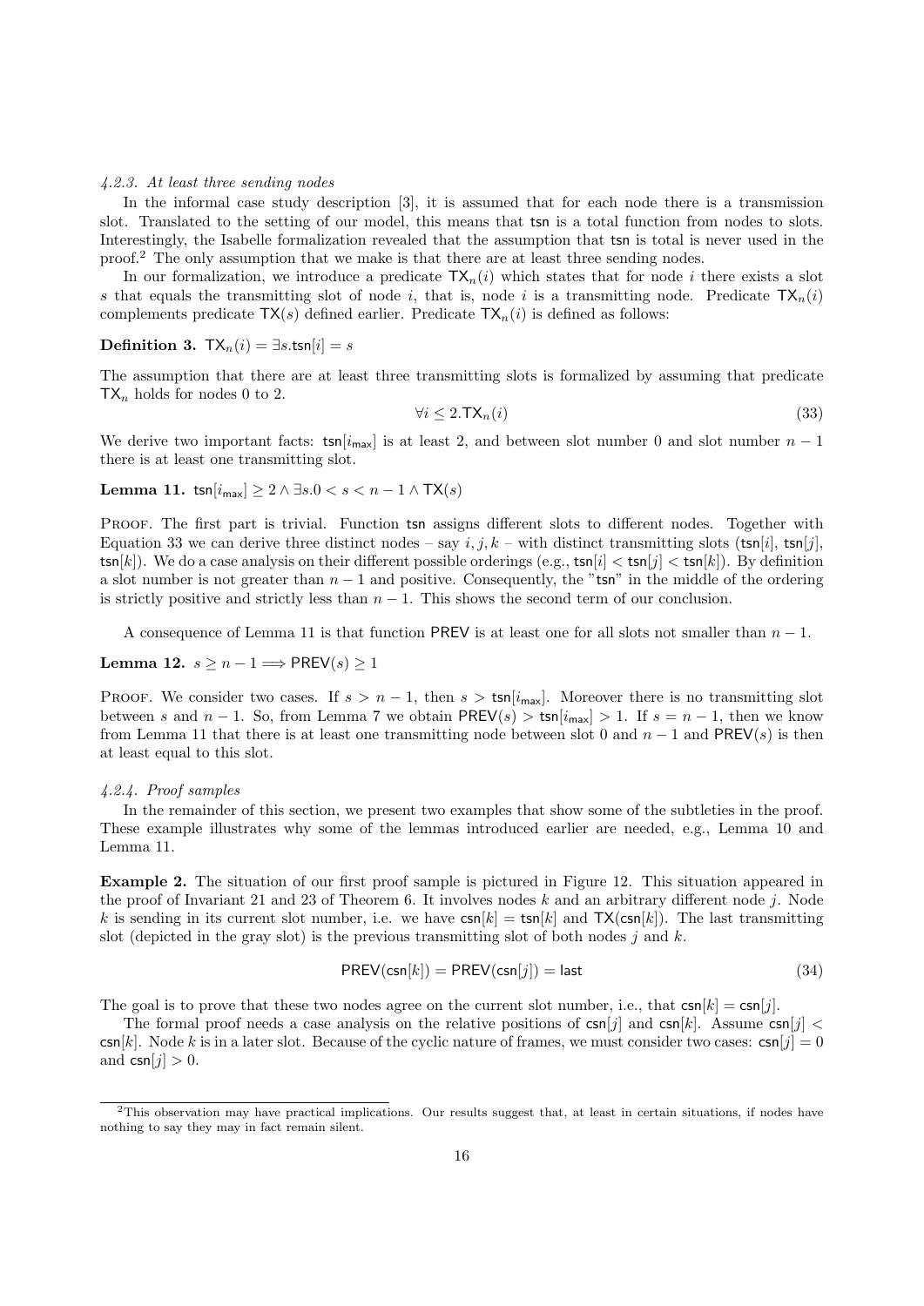#### 4.2.3. At least three sending nodes

In the informal case study description [3], it is assumed that for each node there is a transmission slot. Translated to the setting of our model, this means that tsn is a total function from nodes to slots. Interestingly, the Isabelle formalization revealed that the assumption that tsn is total is never used in the proof.[2] The only assumption that we make is that there are at least three sending nodes.

In our formalization, we introduce a predicate $\mathsf{TX}_n(i)$ which states that for node $i$ there exists a slot $s$ that equals the transmitting slot of node $i$, that is, node $i$ is a transmitting node. Predicate $\mathsf{TX}_n(i)$ complements predicate $\mathsf{TX}(s)$ defined earlier. Predicate $\mathsf{TX}_n(i)$ is defined as follows:

**Definition 3.** $\mathsf{TX}_n(i) = \exists s. \mathsf{tsn}[i] = s$

The assumption that there are at least three transmitting slots is formalized by assuming that predicate $\mathsf{TX}_n$ holds for nodes 0 to 2.

$$\forall i \leq 2. \mathsf{TX}_n(i) \tag{33}$$

We derive two important facts: $\mathsf{tsn}[i_{\mathsf{max}}]$ is at least 2, and between slot number 0 and slot number $n-1$ there is at least one transmitting slot.

**Lemma 11.** $\mathsf{tsn}[i_{\mathsf{max}}] \geq 2 \wedge \exists s. 0 < s < n-1 \wedge \mathsf{TX}(s)$

Proof. The first part is trivial. Function tsn assigns different slots to different nodes. Together with Equation 33 we can derive three distinct nodes – say $i, j, k$ – with distinct transmitting slots ($\mathsf{tsn}[i]$, $\mathsf{tsn}[j]$, $\mathsf{tsn}[k]$). We do a case analysis on their different possible orderings (e.g., $\mathsf{tsn}[i] < \mathsf{tsn}[j] < \mathsf{tsn}[k]$). By definition a slot number is not greater than $n-1$ and positive. Consequently, the "tsn" in the middle of the ordering is strictly positive and strictly less than $n-1$. This shows the second term of our conclusion.

A consequence of Lemma 11 is that function PREV is at least one for all slots not smaller than $n-1$.

**Lemma 12.** $s \geq n-1 \Longrightarrow \mathsf{PREV}(s) \geq 1$

Proof. We consider two cases. If $s > n-1$, then $s > \mathsf{tsn}[i_{\mathsf{max}}]$. Moreover there is no transmitting slot between $s$ and $n-1$. So, from Lemma 7 we obtain $\mathsf{PREV}(s) > \mathsf{tsn}[i_{\mathsf{max}}] > 1$. If $s = n-1$, then we know from Lemma 11 that there is at least one transmitting node between slot 0 and $n-1$ and $\mathsf{PREV}(s)$ is then at least equal to this slot.

#### 4.2.4. Proof samples

In the remainder of this section, we present two examples that show some of the subtleties in the proof. These example illustrates why some of the lemmas introduced earlier are needed, e.g., Lemma 10 and Lemma 11.

**Example 2.** The situation of our first proof sample is pictured in Figure 12. This situation appeared in the proof of Invariant 21 and 23 of Theorem 6. It involves nodes $k$ and an arbitrary different node $j$. Node $k$ is sending in its current slot number, i.e. we have $\mathsf{csn}[k] = \mathsf{tsn}[k]$ and $\mathsf{TX}(\mathsf{csn}[k])$. The last transmitting slot (depicted in the gray slot) is the previous transmitting slot of both nodes $j$ and $k$.

$$\mathsf{PREV}(\mathsf{csn}[k]) = \mathsf{PREV}(\mathsf{csn}[j]) = \mathsf{last} \tag{34}$$

The goal is to prove that these two nodes agree on the current slot number, i.e., that $\mathsf{csn}[k] = \mathsf{csn}[j]$.

The formal proof needs a case analysis on the relative positions of $\mathsf{csn}[j]$ and $\mathsf{csn}[k]$. Assume $\mathsf{csn}[j] < \mathsf{csn}[k]$. Node $k$ is in a later slot. Because of the cyclic nature of frames, we must consider two cases: $\mathsf{csn}[j] = 0$ and $\mathsf{csn}[j] > 0$.

[2] This observation may have practical implications. Our results suggest that, at least in certain situations, if nodes have nothing to say they may in fact remain silent.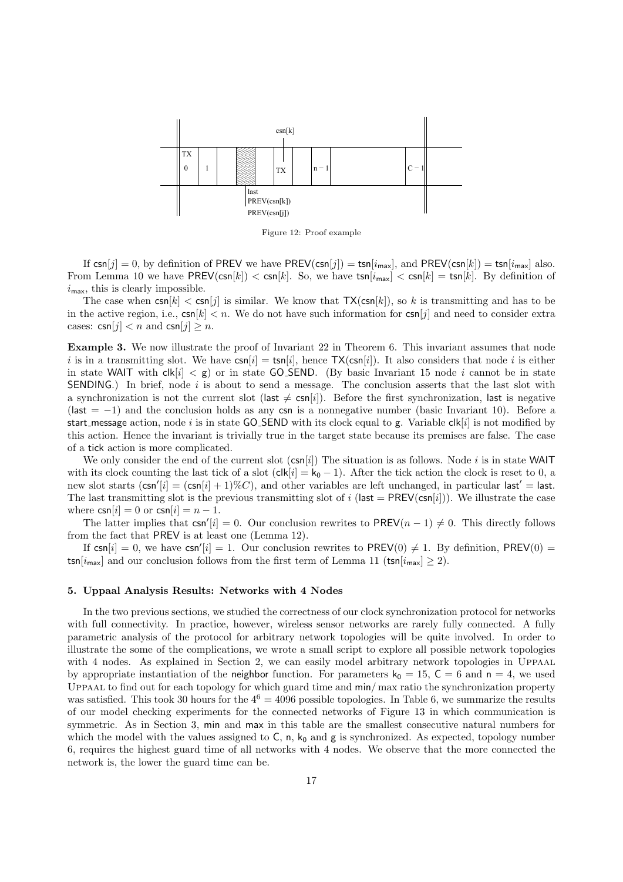Figure 12: Proof example

If $\mathsf{csn}[j] = 0$, by definition of PREV we have $\mathsf{PREV}(\mathsf{csn}[j]) = \mathsf{tsn}[i_{\mathsf{max}}]$, and $\mathsf{PREV}(\mathsf{csn}[k]) = \mathsf{tsn}[i_{\mathsf{max}}]$ also. From Lemma 10 we have $\mathsf{PREV}(\mathsf{csn}[k]) < \mathsf{csn}[k]$. So, we have $\mathsf{tsn}[i_{\mathsf{max}}] < \mathsf{csn}[k] = \mathsf{tsn}[k]$. By definition of $i_{\mathsf{max}}$, this is clearly impossible.

The case when $\mathsf{csn}[k] < \mathsf{csn}[j]$ is similar. We know that $\mathsf{TX}(\mathsf{csn}[k])$, so $k$ is transmitting and has to be in the active region, i.e., $\mathsf{csn}[k] < n$. We do not have such information for $\mathsf{csn}[j]$ and need to consider extra cases: $\mathsf{csn}[j] < n$ and $\mathsf{csn}[j] \geq n$.

**Example 3.** We now illustrate the proof of Invariant 22 in Theorem 6. This invariant assumes that node $i$ is in a transmitting slot. We have $\mathsf{csn}[i] = \mathsf{tsn}[i]$, hence $\mathsf{TX}(\mathsf{csn}[i])$. It also considers that node $i$ is either in state WAIT with $\mathsf{clk}[i] < \mathsf{g}$) or in state GO_SEND. (By basic Invariant 15 node $i$ cannot be in state SENDING.) In brief, node $i$ is about to send a message. The conclusion asserts that the last slot with a synchronization is not the current slot ($\mathsf{last} \neq \mathsf{csn}[i]$). Before the first synchronization, last is negative ($\mathsf{last} = -1$) and the conclusion holds as any csn is a nonnegative number (basic Invariant 10). Before a start_message action, node $i$ is in state GO_SEND with its clock equal to g. Variable $\mathsf{clk}[i]$ is not modified by this action. Hence the invariant is trivially true in the target state because its premises are false. The case of a tick action is more complicated.

We only consider the end of the current slot ($\mathsf{csn}[i]$) The situation is as follows. Node $i$ is in state WAIT with its clock counting the last tick of a slot ($\mathsf{clk}[i] = \mathsf{k}_0 - 1$). After the tick action the clock is reset to 0, a new slot starts ($\mathsf{csn}'[i] = (\mathsf{csn}[i] + 1)\%C$), and other variables are left unchanged, in particular $\mathsf{last}' = \mathsf{last}$. The last transmitting slot is the previous transmitting slot of $i$ ($\mathsf{last} = \mathsf{PREV}(\mathsf{csn}[i])$). We illustrate the case where $\mathsf{csn}[i] = 0$ or $\mathsf{csn}[i] = n - 1$.

The latter implies that $\mathsf{csn}'[i] = 0$. Our conclusion rewrites to $\mathsf{PREV}(n - 1) \neq 0$. This directly follows from the fact that PREV is at least one (Lemma 12).

If $\mathsf{csn}[i] = 0$, we have $\mathsf{csn}'[i] = 1$. Our conclusion rewrites to $\mathsf{PREV}(0) \neq 1$. By definition, $\mathsf{PREV}(0) = \mathsf{tsn}[i_{\mathsf{max}}]$ and our conclusion follows from the first term of Lemma 11 ($\mathsf{tsn}[i_{\mathsf{max}}] \geq 2$).

## 5. Uppaal Analysis Results: Networks with 4 Nodes

In the two previous sections, we studied the correctness of our clock synchronization protocol for networks with full connectivity. In practice, however, wireless sensor networks are rarely fully connected. A fully parametric analysis of the protocol for arbitrary network topologies will be quite involved. In order to illustrate the some of the complications, we wrote a small script to explore all possible network topologies with 4 nodes. As explained in Section 2, we can easily model arbitrary network topologies in UPPAAL by appropriate instantiation of the neighbor function. For parameters $\mathsf{k}_0 = 15$, $\mathsf{C} = 6$ and $\mathsf{n} = 4$, we used UPPAAL to find out for each topology for which guard time and min/ max ratio the synchronization property was satisfied. This took 30 hours for the $4^6 = 4096$ possible topologies. In Table 6, we summarize the results of our model checking experiments for the connected networks of Figure 13 in which communication is symmetric. As in Section 3, min and max in this table are the smallest consecutive natural numbers for which the model with the values assigned to C, n, $\mathsf{k}_0$ and g is synchronized. As expected, topology number 6, requires the highest guard time of all networks with 4 nodes. We observe that the more connected the network is, the lower the guard time can be.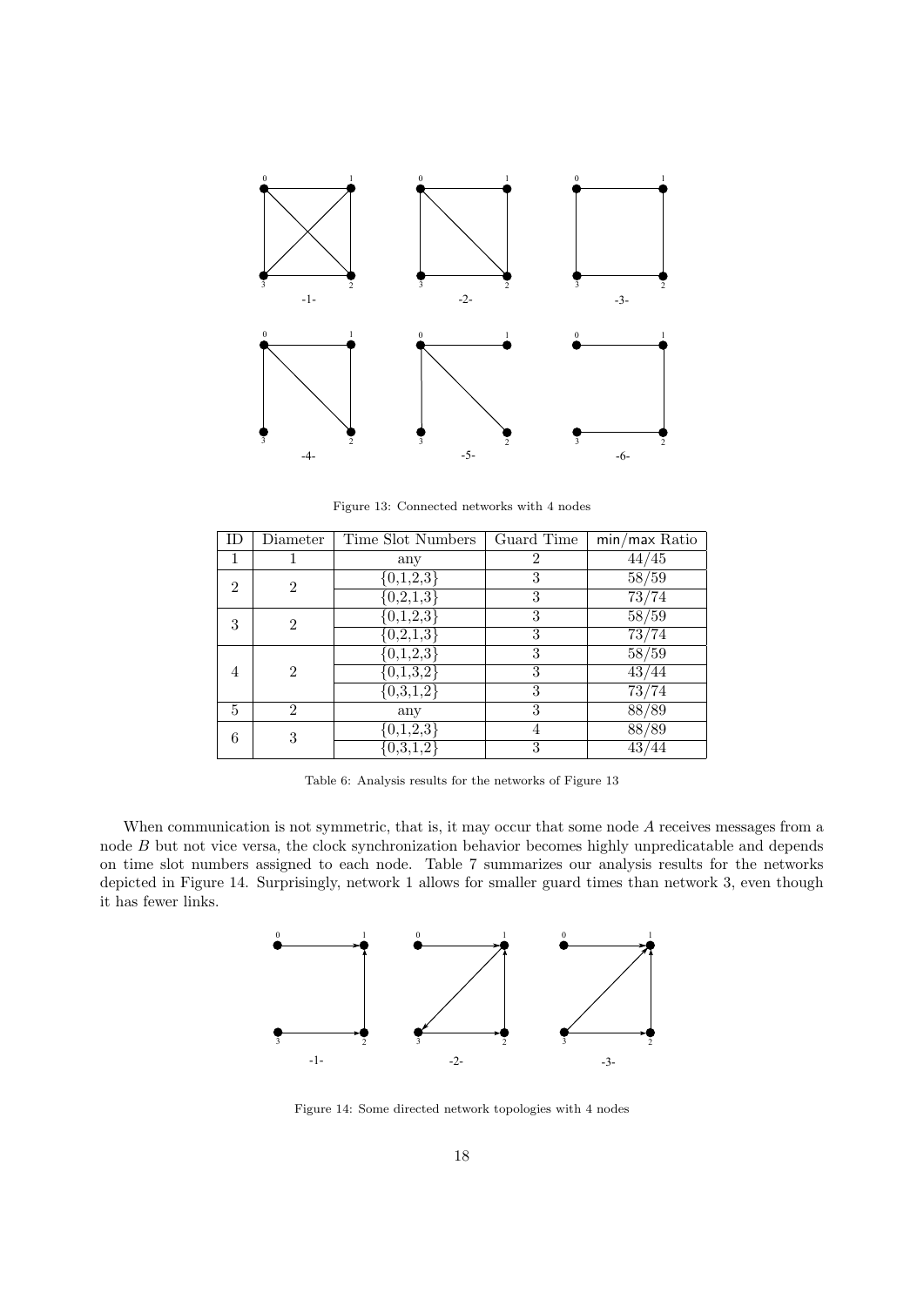Figure 13: Connected networks with 4 nodes

| ID | Diameter | Time Slot Numbers | Guard Time | min/max Ratio |
|---|---|---|---|---|
| 1 | 1 | any | 2 | 44/45 |
| 2 | 2 | {0,1,2,3} | 3 | 58/59 |
| | | {0,2,1,3} | 3 | 73/74 |
| 3 | 2 | {0,1,2,3} | 3 | 58/59 |
| | | {0,2,1,3} | 3 | 73/74 |
| 4 | 2 | {0,1,2,3} | 3 | 58/59 |
| | | {0,1,3,2} | 3 | 43/44 |
| | | {0,3,1,2} | 3 | 73/74 |
| 5 | 2 | any | 3 | 88/89 |
| 6 | 3 | {0,1,2,3} | 4 | 88/89 |
| | | {0,3,1,2} | 3 | 43/44 |

Table 6: Analysis results for the networks of Figure 13

When communication is not symmetric, that is, it may occur that some node $A$ receives messages from a node $B$ but not vice versa, the clock synchronization behavior becomes highly unpredicatable and depends on time slot numbers assigned to each node. Table 7 summarizes our analysis results for the networks depicted in Figure 14. Surprisingly, network 1 allows for smaller guard times than network 3, even though it has fewer links.

Figure 14: Some directed network topologies with 4 nodes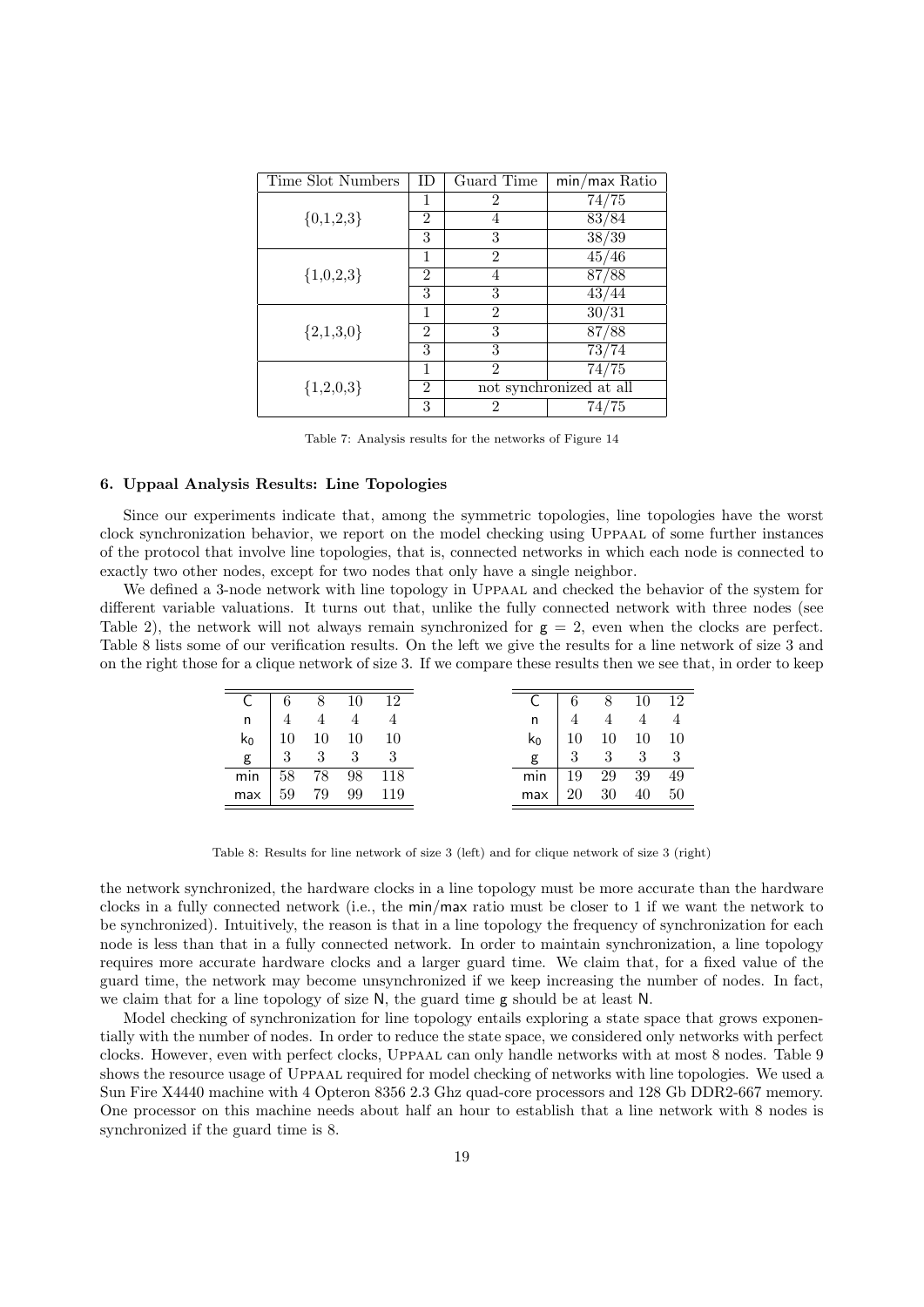| Time Slot Numbers | ID | Guard Time | min/max Ratio |
|---|---|---|---|
| {0,1,2,3} | 1 | 2 | 74/75 |
| | 2 | 4 | 83/84 |
| | 3 | 3 | 38/39 |
| {1,0,2,3} | 1 | 2 | 45/46 |
| | 2 | 4 | 87/88 |
| | 3 | 3 | 43/44 |
| {2,1,3,0} | 1 | 2 | 30/31 |
| | 2 | 3 | 87/88 |
| | 3 | 3 | 73/74 |
| {1,2,0,3} | 1 | 2 | 74/75 |
| | 2 | not synchronized at all | |
| | 3 | 2 | 74/75 |

Table 7: Analysis results for the networks of Figure 14

### 6. Uppaal Analysis Results: Line Topologies

Since our experiments indicate that, among the symmetric topologies, line topologies have the worst clock synchronization behavior, we report on the model checking using Uppaal of some further instances of the protocol that involve line topologies, that is, connected networks in which each node is connected to exactly two other nodes, except for two nodes that only have a single neighbor.

We defined a 3-node network with line topology in Uppaal and checked the behavior of the system for different variable valuations. It turns out that, unlike the fully connected network with three nodes (see Table 2), the network will not always remain synchronized for $g = 2$, even when the clocks are perfect. Table 8 lists some of our verification results. On the left we give the results for a line network of size 3 and on the right those for a clique network of size 3. If we compare these results then we see that, in order to keep

| C | 6 | 8 | 10 | 12 |
|---|---|---|---|---|
| n | 4 | 4 | 4 | 4 |
| $k_0$ | 10 | 10 | 10 | 10 |
| g | 3 | 3 | 3 | 3 |
| min | 58 | 78 | 98 | 118 |
| max | 59 | 79 | 99 | 119 |

| C | 6 | 8 | 10 | 12 |
|---|---|---|---|---|
| n | 4 | 4 | 4 | 4 |
| $k_0$ | 10 | 10 | 10 | 10 |
| g | 3 | 3 | 3 | 3 |
| min | 19 | 29 | 39 | 49 |
| max | 20 | 30 | 40 | 50 |

Table 8: Results for line network of size 3 (left) and for clique network of size 3 (right)

the network synchronized, the hardware clocks in a line topology must be more accurate than the hardware clocks in a fully connected network (i.e., the min/max ratio must be closer to 1 if we want the network to be synchronized). Intuitively, the reason is that in a line topology the frequency of synchronization for each node is less than that in a fully connected network. In order to maintain synchronization, a line topology requires more accurate hardware clocks and a larger guard time. We claim that, for a fixed value of the guard time, the network may become unsynchronized if we keep increasing the number of nodes. In fact, we claim that for a line topology of size N, the guard time g should be at least N.

Model checking of synchronization for line topology entails exploring a state space that grows exponentially with the number of nodes. In order to reduce the state space, we considered only networks with perfect clocks. However, even with perfect clocks, Uppaal can only handle networks with at most 8 nodes. Table 9 shows the resource usage of Uppaal required for model checking of networks with line topologies. We used a Sun Fire X4440 machine with 4 Opteron 8356 2.3 Ghz quad-core processors and 128 Gb DDR2-667 memory. One processor on this machine needs about half an hour to establish that a line network with 8 nodes is synchronized if the guard time is 8.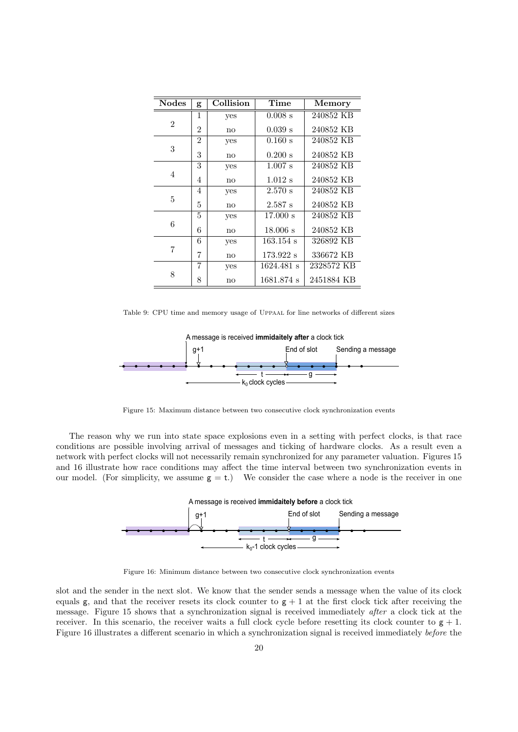| Nodes | g | Collision | Time | Memory |
|---|---|---|---|---|
| 2 | 1 | yes | 0.008 s | 240852 KB |
|  | 2 | no | 0.039 s | 240852 KB |
| 3 | 2 | yes | 0.160 s | 240852 KB |
|  | 3 | no | 0.200 s | 240852 KB |
| 4 | 3 | yes | 1.007 s | 240852 KB |
|  | 4 | no | 1.012 s | 240852 KB |
| 5 | 4 | yes | 2.570 s | 240852 KB |
|  | 5 | no | 2.587 s | 240852 KB |
| 6 | 5 | yes | 17.000 s | 240852 KB |
|  | 6 | no | 18.006 s | 240852 KB |
| 7 | 6 | yes | 163.154 s | 326892 KB |
|  | 7 | no | 173.922 s | 336672 KB |
| 8 | 7 | yes | 1624.481 s | 2328572 KB |
|  | 8 | no | 1681.874 s | 2451884 KB |

Table 9: CPU time and memory usage of UPPAAL for line networks of different sizes

Figure 15: Maximum distance between two consecutive clock synchronization events

The reason why we run into state space explosions even in a setting with perfect clocks, is that race conditions are possible involving arrival of messages and ticking of hardware clocks. As a result even a network with perfect clocks will not necessarily remain synchronized for any parameter valuation. Figures 15 and 16 illustrate how race conditions may affect the time interval between two synchronization events in our model. (For simplicity, we assume $g = t$.) We consider the case where a node is the receiver in one

Figure 16: Minimum distance between two consecutive clock synchronization events

slot and the sender in the next slot. We know that the sender sends a message when the value of its clock equals g, and that the receiver resets its clock counter to $g + 1$ at the first clock tick after receiving the message. Figure 15 shows that a synchronization signal is received immediately *after* a clock tick at the receiver. In this scenario, the receiver waits a full clock cycle before resetting its clock counter to $g + 1$. Figure 16 illustrates a different scenario in which a synchronization signal is received immediately *before* the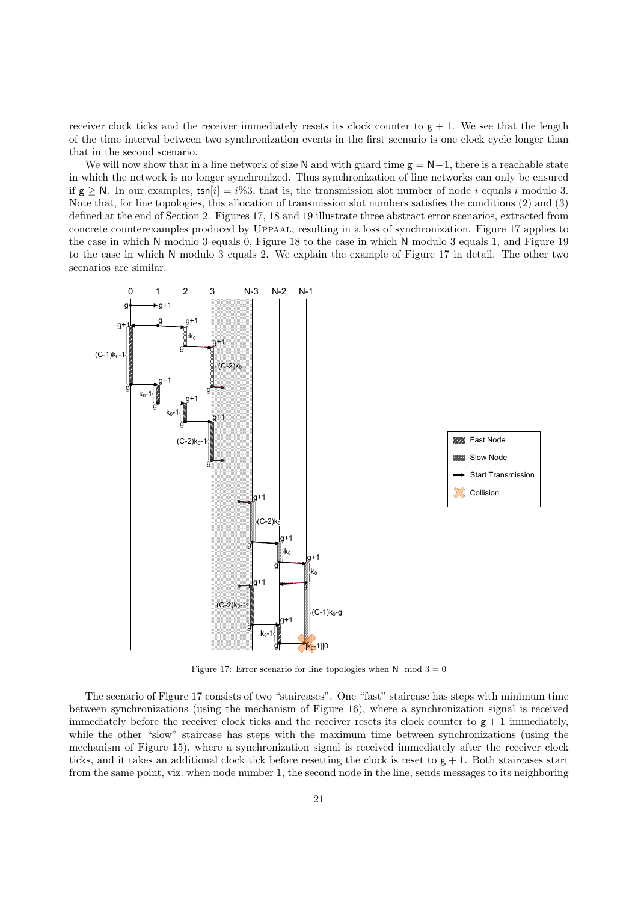receiver clock ticks and the receiver immediately resets its clock counter to $g + 1$. We see that the length of the time interval between two synchronization events in the first scenario is one clock cycle longer than that in the second scenario.

We will now show that in a line network of size N and with guard time $g = N - 1$, there is a reachable state in which the network is no longer synchronized. Thus synchronization of line networks can only be ensured if $g \geq N$. In our examples, $\mathsf{tsn}[i] = i\%3$, that is, the transmission slot number of node $i$ equals $i$ modulo 3. Note that, for line topologies, this allocation of transmission slot numbers satisfies the conditions (2) and (3) defined at the end of Section 2. Figures 17, 18 and 19 illustrate three abstract error scenarios, extracted from concrete counterexamples produced by UPPAAL, resulting in a loss of synchronization. Figure 17 applies to the case in which N modulo 3 equals 0, Figure 18 to the case in which N modulo 3 equals 1, and Figure 19 to the case in which N modulo 3 equals 2. We explain the example of Figure 17 in detail. The other two scenarios are similar.

Figure 17: Error scenario for line topologies when $N \mod 3 = 0$

The scenario of Figure 17 consists of two "staircases". One "fast" staircase has steps with minimum time between synchronizations (using the mechanism of Figure 16), where a synchronization signal is received immediately before the receiver clock ticks and the receiver resets its clock counter to $g + 1$ immediately, while the other "slow" staircase has steps with the maximum time between synchronizations (using the mechanism of Figure 15), where a synchronization signal is received immediately after the receiver clock ticks, and it takes an additional clock tick before resetting the clock is reset to $g + 1$. Both staircases start from the same point, viz. when node number 1, the second node in the line, sends messages to its neighboring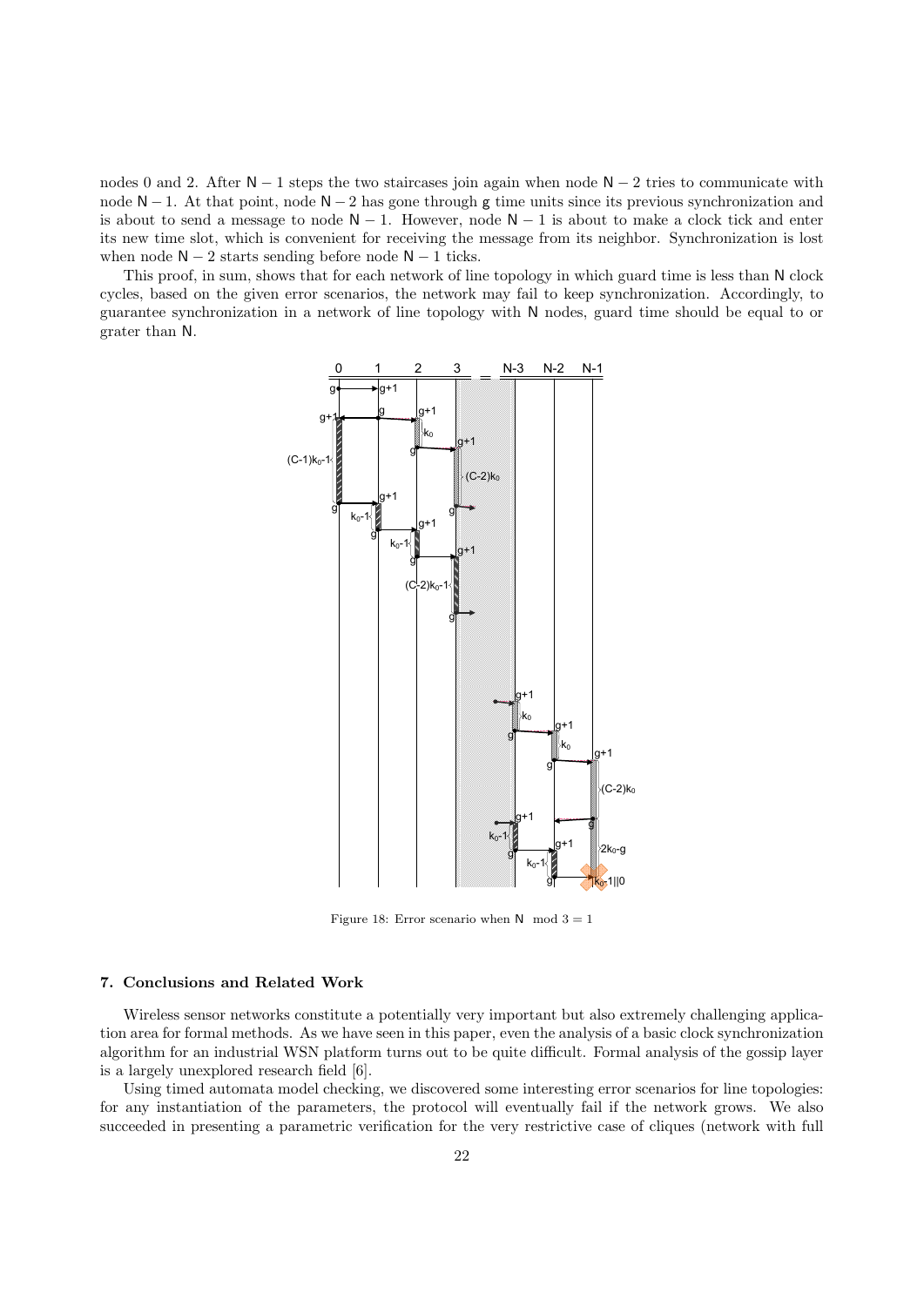nodes 0 and 2. After $\mathsf{N}-1$ steps the two staircases join again when node $\mathsf{N}-2$ tries to communicate with node $\mathsf{N}-1$. At that point, node $\mathsf{N}-2$ has gone through $\mathsf{g}$ time units since its previous synchronization and is about to send a message to node $\mathsf{N}-1$. However, node $\mathsf{N}-1$ is about to make a clock tick and enter its new time slot, which is convenient for receiving the message from its neighbor. Synchronization is lost when node $\mathsf{N}-2$ starts sending before node $\mathsf{N}-1$ ticks.

This proof, in sum, shows that for each network of line topology in which guard time is less than $\mathsf{N}$ clock cycles, based on the given error scenarios, the network may fail to keep synchronization. Accordingly, to guarantee synchronization in a network of line topology with $\mathsf{N}$ nodes, guard time should be equal to or grater than $\mathsf{N}$.

Figure 18: Error scenario when $\mathsf{N} \mod 3 = 1$

## 7. Conclusions and Related Work

Wireless sensor networks constitute a potentially very important but also extremely challenging application area for formal methods. As we have seen in this paper, even the analysis of a basic clock synchronization algorithm for an industrial WSN platform turns out to be quite difficult. Formal analysis of the gossip layer is a largely unexplored research field [6].

Using timed automata model checking, we discovered some interesting error scenarios for line topologies: for any instantiation of the parameters, the protocol will eventually fail if the network grows. We also succeeded in presenting a parametric verification for the very restrictive case of cliques (network with full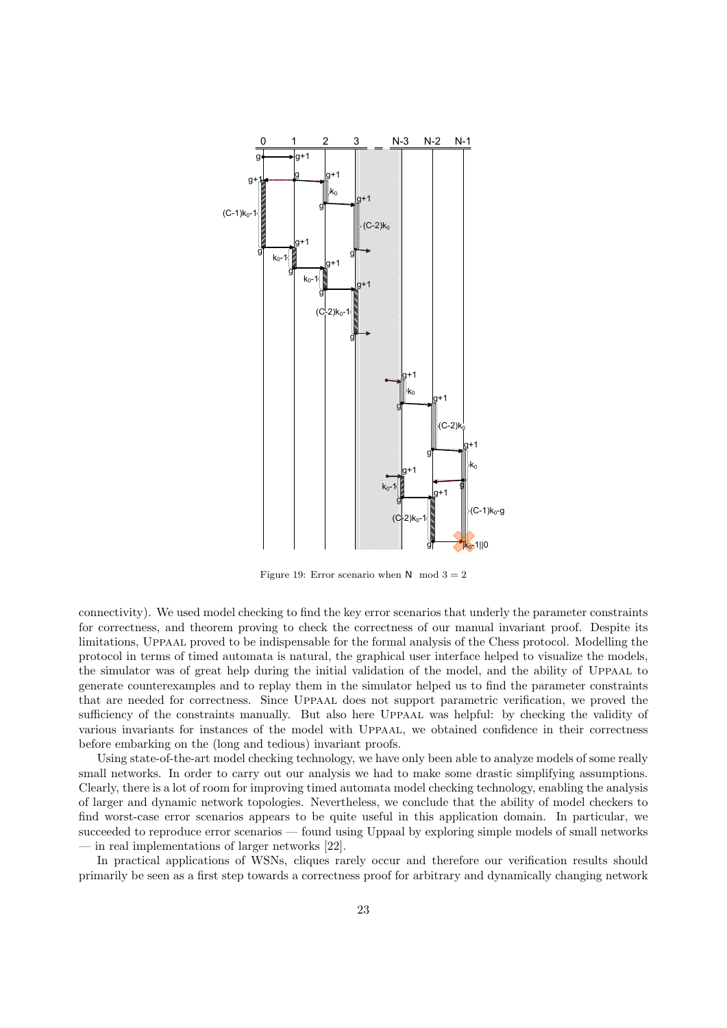0 1 2 3 N-3 N-2 N-1

g g+1

g+1 g g+1

k0

(C-1)k0-1 g g+1

(C-2)k0

g g+1

k0-1 g g+1

k0-1 g g+1

(C-2)k0-1

g

g+1

k0

g g+1

(C-2)k0

g g+1

k0

g+1 g

k0-1 g g+1

(C-1)k0-g

(C-2)k0-1

g k0-1||0

Figure 19: Error scenario when $\mathsf{N} \mod 3 = 2$

connectivity). We used model checking to find the key error scenarios that underly the parameter constraints for correctness, and theorem proving to check the correctness of our manual invariant proof. Despite its limitations, Uppaal proved to be indispensable for the formal analysis of the Chess protocol. Modelling the protocol in terms of timed automata is natural, the graphical user interface helped to visualize the models, the simulator was of great help during the initial validation of the model, and the ability of Uppaal to generate counterexamples and to replay them in the simulator helped us to find the parameter constraints that are needed for correctness. Since Uppaal does not support parametric verification, we proved the sufficiency of the constraints manually. But also here Uppaal was helpful: by checking the validity of various invariants for instances of the model with Uppaal, we obtained confidence in their correctness before embarking on the (long and tedious) invariant proofs.

Using state-of-the-art model checking technology, we have only been able to analyze models of some really small networks. In order to carry out our analysis we had to make some drastic simplifying assumptions. Clearly, there is a lot of room for improving timed automata model checking technology, enabling the analysis of larger and dynamic network topologies. Nevertheless, we conclude that the ability of model checkers to find worst-case error scenarios appears to be quite useful in this application domain. In particular, we succeeded to reproduce error scenarios — found using Uppaal by exploring simple models of small networks — in real implementations of larger networks [22].

In practical applications of WSNs, cliques rarely occur and therefore our verification results should primarily be seen as a first step towards a correctness proof for arbitrary and dynamically changing network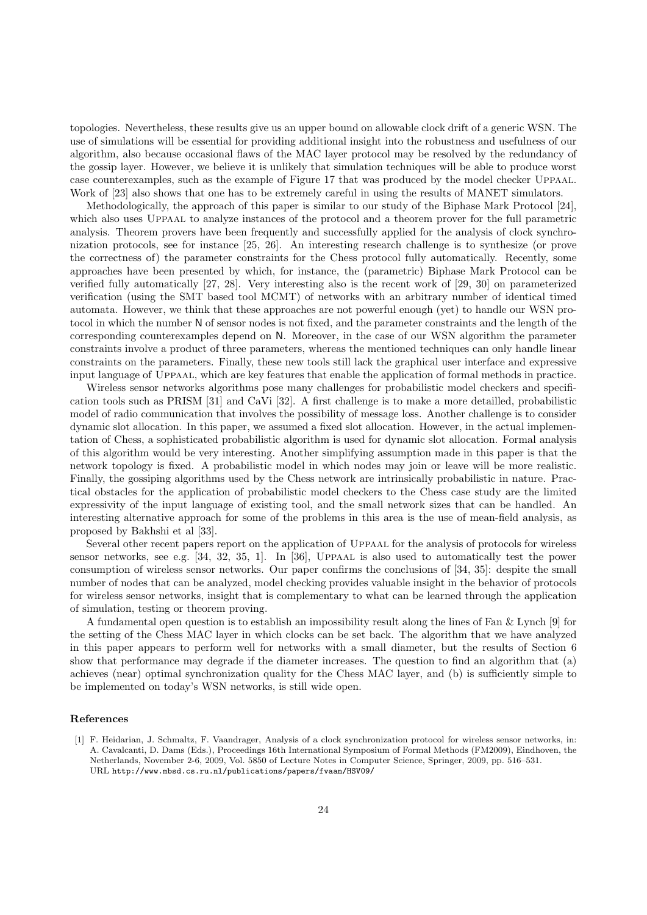topologies. Nevertheless, these results give us an upper bound on allowable clock drift of a generic WSN. The use of simulations will be essential for providing additional insight into the robustness and usefulness of our algorithm, also because occasional flaws of the MAC layer protocol may be resolved by the redundancy of the gossip layer. However, we believe it is unlikely that simulation techniques will be able to produce worst case counterexamples, such as the example of Figure 17 that was produced by the model checker Uppaal. Work of [23] also shows that one has to be extremely careful in using the results of MANET simulators.

Methodologically, the approach of this paper is similar to our study of the Biphase Mark Protocol [24], which also uses Uppaal to analyze instances of the protocol and a theorem prover for the full parametric analysis. Theorem provers have been frequently and successfully applied for the analysis of clock synchronization protocols, see for instance [25, 26]. An interesting research challenge is to synthesize (or prove the correctness of) the parameter constraints for the Chess protocol fully automatically. Recently, some approaches have been presented by which, for instance, the (parametric) Biphase Mark Protocol can be verified fully automatically [27, 28]. Very interesting also is the recent work of [29, 30] on parameterized verification (using the SMT based tool MCMT) of networks with an arbitrary number of identical timed automata. However, we think that these approaches are not powerful enough (yet) to handle our WSN protocol in which the number N of sensor nodes is not fixed, and the parameter constraints and the length of the corresponding counterexamples depend on N. Moreover, in the case of our WSN algorithm the parameter constraints involve a product of three parameters, whereas the mentioned techniques can only handle linear constraints on the parameters. Finally, these new tools still lack the graphical user interface and expressive input language of Uppaal, which are key features that enable the application of formal methods in practice.

Wireless sensor networks algorithms pose many challenges for probabilistic model checkers and specification tools such as PRISM [31] and CaVi [32]. A first challenge is to make a more detailled, probabilistic model of radio communication that involves the possibility of message loss. Another challenge is to consider dynamic slot allocation. In this paper, we assumed a fixed slot allocation. However, in the actual implementation of Chess, a sophisticated probabilistic algorithm is used for dynamic slot allocation. Formal analysis of this algorithm would be very interesting. Another simplifying assumption made in this paper is that the network topology is fixed. A probabilistic model in which nodes may join or leave will be more realistic. Finally, the gossiping algorithms used by the Chess network are intrinsically probabilistic in nature. Practical obstacles for the application of probabilistic model checkers to the Chess case study are the limited expressivity of the input language of existing tool, and the small network sizes that can be handled. An interesting alternative approach for some of the problems in this area is the use of mean-field analysis, as proposed by Bakhshi et al [33].

Several other recent papers report on the application of Uppaal for the analysis of protocols for wireless sensor networks, see e.g. [34, 32, 35, 1]. In [36], Uppaal is also used to automatically test the power consumption of wireless sensor networks. Our paper confirms the conclusions of [34, 35]: despite the small number of nodes that can be analyzed, model checking provides valuable insight in the behavior of protocols for wireless sensor networks, insight that is complementary to what can be learned through the application of simulation, testing or theorem proving.

A fundamental open question is to establish an impossibility result along the lines of Fan & Lynch [9] for the setting of the Chess MAC layer in which clocks can be set back. The algorithm that we have analyzed in this paper appears to perform well for networks with a small diameter, but the results of Section 6 show that performance may degrade if the diameter increases. The question to find an algorithm that (a) achieves (near) optimal synchronization quality for the Chess MAC layer, and (b) is sufficiently simple to be implemented on today's WSN networks, is still wide open.

#### References

[1] F. Heidarian, J. Schmaltz, F. Vaandrager, Analysis of a clock synchronization protocol for wireless sensor networks, in: A. Cavalcanti, D. Dams (Eds.), Proceedings 16th International Symposium of Formal Methods (FM2009), Eindhoven, the Netherlands, November 2-6, 2009, Vol. 5850 of Lecture Notes in Computer Science, Springer, 2009, pp. 516–531. URL http://www.mbsd.cs.ru.nl/publications/papers/fvaan/HSV09/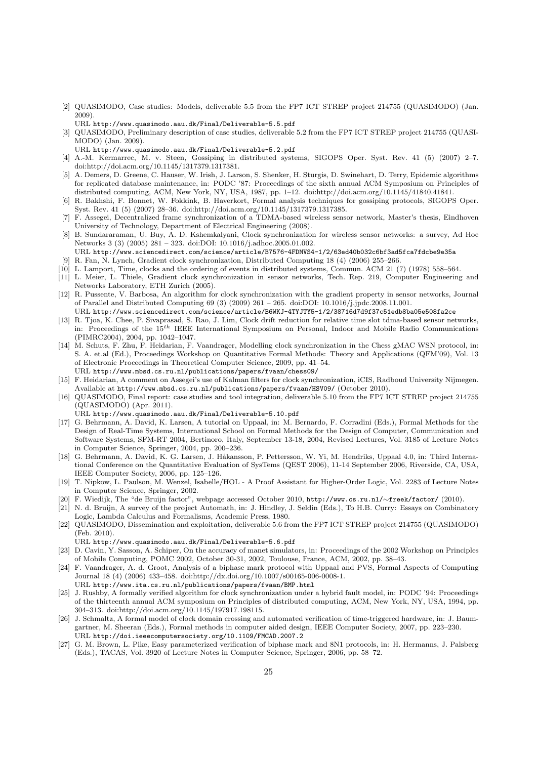[2] QUASIMODO, Case studies: Models, deliverable 5.5 from the FP7 ICT STREP project 214755 (QUASIMODO) (Jan. 2009).
URL http://www.quasimodo.aau.dk/Final/Deliverable-5.5.pdf

[3] QUASIMODO, Preliminary description of case studies, deliverable 5.2 from the FP7 ICT STREP project 214755 (QUASIMODO) (Jan. 2009).
URL http://www.quasimodo.aau.dk/Final/Deliverable-5.2.pdf

[4] A.-M. Kermarrec, M. v. Steen, Gossiping in distributed systems, SIGOPS Oper. Syst. Rev. 41 (5) (2007) 2–7. doi:http://doi.acm.org/10.1145/1317379.1317381.

[5] A. Demers, D. Greene, C. Hauser, W. Irish, J. Larson, S. Shenker, H. Sturgis, D. Swinehart, D. Terry, Epidemic algorithms for replicated database maintenance, in: PODC '87: Proceedings of the sixth annual ACM Symposium on Principles of distributed computing, ACM, New York, NY, USA, 1987, pp. 1–12. doi:http://doi.acm.org/10.1145/41840.41841.

[6] R. Bakhshi, F. Bonnet, W. Fokkink, B. Haverkort, Formal analysis techniques for gossiping protocols, SIGOPS Oper. Syst. Rev. 41 (5) (2007) 28–36. doi:http://doi.acm.org/10.1145/1317379.1317385.

[7] F. Assegei, Decentralized frame synchronization of a TDMA-based wireless sensor network, Master's thesis, Eindhoven University of Technology, Department of Electrical Engineering (2008).

[8] B. Sundararaman, U. Buy, A. D. Kshemkalyani, Clock synchronization for wireless sensor networks: a survey, Ad Hoc Networks 3 (3) (2005) 281 – 323. doi:DOI: 10.1016/j.adhoc.2005.01.002.
URL http://www.sciencedirect.com/science/article/B7576-4FDMVS4-1/2/63ed40b032c6bf3ad5fca7fdcbe9e35a

[9] R. Fan, N. Lynch, Gradient clock synchronization, Distributed Computing 18 (4) (2006) 255–266.

[10] L. Lamport, Time, clocks and the ordering of events in distributed systems, Commun. ACM 21 (7) (1978) 558–564.

[11] L. Meier, L. Thiele, Gradient clock synchronization in sensor networks, Tech. Rep. 219, Computer Engineering and Networks Laboratory, ETH Zurich (2005).

[12] R. Pussente, V. Barbosa, An algorithm for clock synchronization with the gradient property in sensor networks, Journal of Parallel and Distributed Computing 69 (3) (2009) 261 – 265. doi:DOI: 10.1016/j.jpdc.2008.11.001.
URL http://www.sciencedirect.com/science/article/B6WKJ-4TYJTY5-1/2/38716d7d9f37c51edb8ba05e508fa2ce

[13] R. Tjoa, K. Chee, P. Sivaprasad, S. Rao, J. Lim, Clock drift reduction for relative time slot tdma-based sensor networks, in: Proceedings of the $15^{th}$ IEEE International Symposium on Personal, Indoor and Mobile Radio Communications (PIMRC2004), 2004, pp. 1042–1047.

[14] M. Schuts, F. Zhu, F. Heidarian, F. Vaandrager, Modelling clock synchronization in the Chess gMAC WSN protocol, in: S. A. et.al (Ed.), Proceedings Workshop on Quantitative Formal Methods: Theory and Applications (QFM'09), Vol. 13 of Electronic Proceedings in Theoretical Computer Science, 2009, pp. 41–54.
URL http://www.mbsd.cs.ru.nl/publications/papers/fvaan/chess09/

[15] F. Heidarian, A comment on Assegei's use of Kalman filters for clock synchronization, iCIS, Radboud University Nijmegen. Available at http://www.mbsd.cs.ru.nl/publications/papers/fvaan/HSV09/ (October 2010).

[16] QUASIMODO, Final report: case studies and tool integration, deliverable 5.10 from the FP7 ICT STREP project 214755 (QUASIMODO) (Apr. 2011).
URL http://www.quasimodo.aau.dk/Final/Deliverable-5.10.pdf

[17] G. Behrmann, A. David, K. Larsen, A tutorial on Uppaal, in: M. Bernardo, F. Corradini (Eds.), Formal Methods for the Design of Real-Time Systems, International School on Formal Methods for the Design of Computer, Communication and Software Systems, SFM-RT 2004, Bertinoro, Italy, September 13-18, 2004, Revised Lectures, Vol. 3185 of Lecture Notes in Computer Science, Springer, 2004, pp. 200–236.

[18] G. Behrmann, A. David, K. G. Larsen, J. Håkansson, P. Pettersson, W. Yi, M. Hendriks, Uppaal 4.0, in: Third International Conference on the Quantitative Evaluation of SysTems (QEST 2006), 11-14 September 2006, Riverside, CA, USA, IEEE Computer Society, 2006, pp. 125–126.

[19] T. Nipkow, L. Paulson, M. Wenzel, Isabelle/HOL - A Proof Assistant for Higher-Order Logic, Vol. 2283 of Lecture Notes in Computer Science, Springer, 2002.

[20] F. Wiedijk, The "de Bruijn factor", webpage accessed October 2010, http://www.cs.ru.nl/∼freek/factor/ (2010).

[21] N. d. Bruijn, A survey of the project Automath, in: J. Hindley, J. Seldin (Eds.), To H.B. Curry: Essays on Combinatory Logic, Lambda Calculus and Formalisms, Academic Press, 1980.

[22] QUASIMODO, Dissemination and exploitation, deliverable 5.6 from the FP7 ICT STREP project 214755 (QUASIMODO) (Feb. 2010).
URL http://www.quasimodo.aau.dk/Final/Deliverable-5.6.pdf

[23] D. Cavin, Y. Sasson, A. Schiper, On the accuracy of manet simulators, in: Proceedings of the 2002 Workshop on Principles of Mobile Computing, POMC 2002, October 30-31, 2002, Toulouse, France, ACM, 2002, pp. 38–43.

[24] F. Vaandrager, A. d. Groot, Analysis of a biphase mark protocol with Uppaal and PVS, Formal Aspects of Computing Journal 18 (4) (2006) 433–458. doi:http://dx.doi.org/10.1007/s00165-006-0008-1.
URL http://www.ita.cs.ru.nl/publications/papers/fvaan/BMP.html

[25] J. Rushby, A formally verified algorithm for clock synchronization under a hybrid fault model, in: PODC '94: Proceedings of the thirteenth annual ACM symposium on Principles of distributed computing, ACM, New York, NY, USA, 1994, pp. 304–313. doi:http://doi.acm.org/10.1145/197917.198115.

[26] J. Schmaltz, A formal model of clock domain crossing and automated verification of time-triggered hardware, in: J. Baumgartner, M. Sheeran (Eds.), Formal methods in computer aided design, IEEE Computer Society, 2007, pp. 223–230.
URL http://doi.ieeecomputersociety.org/10.1109/FMCAD.2007.2

[27] G. M. Brown, L. Pike, Easy parameterized verification of biphase mark and 8N1 protocols, in: H. Hermanns, J. Palsberg (Eds.), TACAS, Vol. 3920 of Lecture Notes in Computer Science, Springer, 2006, pp. 58–72.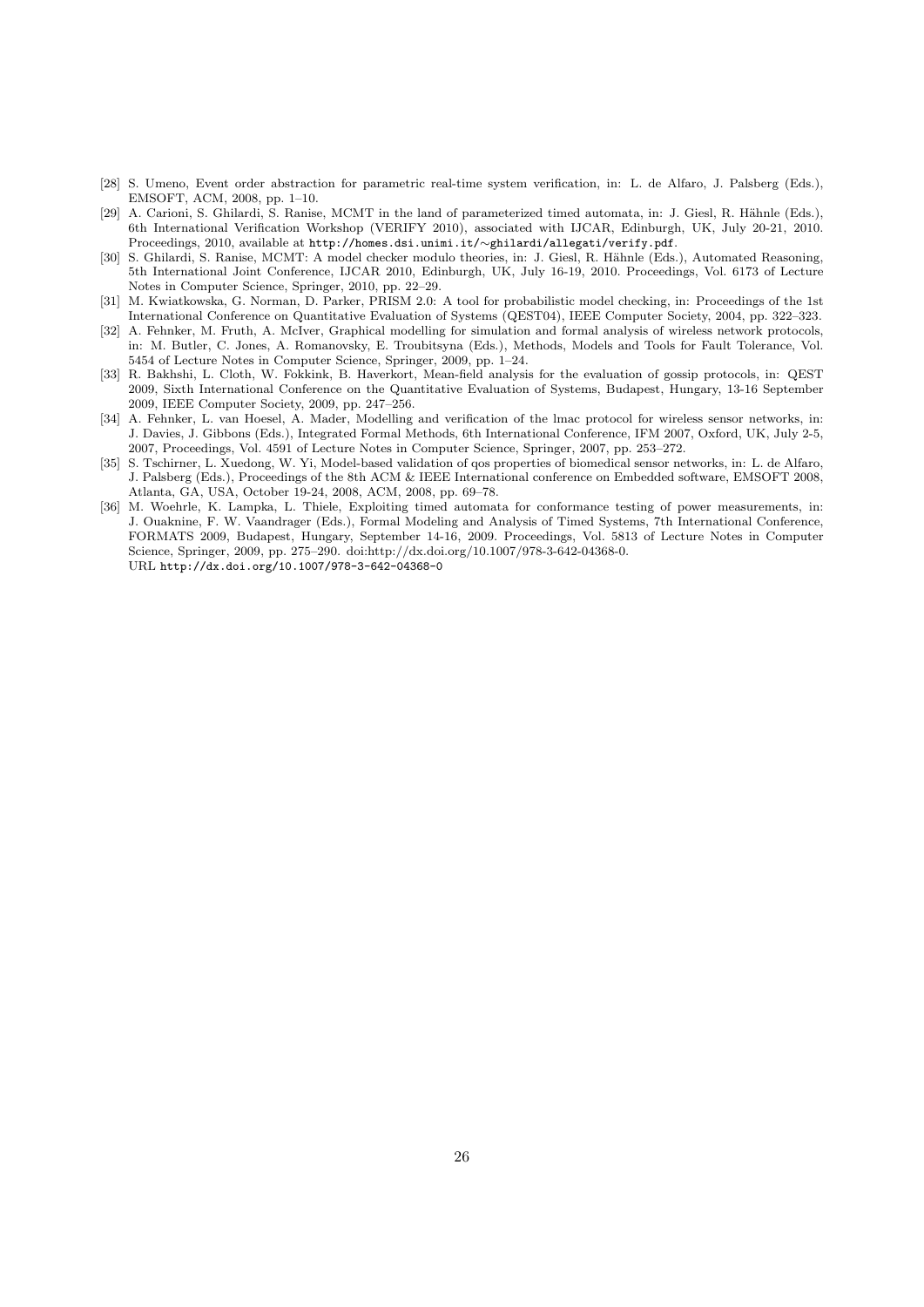[28] S. Umeno, Event order abstraction for parametric real-time system verification, in: L. de Alfaro, J. Palsberg (Eds.), EMSOFT, ACM, 2008, pp. 1–10.

[29] A. Carioni, S. Ghilardi, S. Ranise, MCMT in the land of parameterized timed automata, in: J. Giesl, R. Hähnle (Eds.), 6th International Verification Workshop (VERIFY 2010), associated with IJCAR, Edinburgh, UK, July 20-21, 2010. Proceedings, 2010, available at http://homes.dsi.unimi.it/~ghilardi/allegati/verify.pdf.

[30] S. Ghilardi, S. Ranise, MCMT: A model checker modulo theories, in: J. Giesl, R. Hähnle (Eds.), Automated Reasoning, 5th International Joint Conference, IJCAR 2010, Edinburgh, UK, July 16-19, 2010. Proceedings, Vol. 6173 of Lecture Notes in Computer Science, Springer, 2010, pp. 22–29.

[31] M. Kwiatkowska, G. Norman, D. Parker, PRISM 2.0: A tool for probabilistic model checking, in: Proceedings of the 1st International Conference on Quantitative Evaluation of Systems (QEST04), IEEE Computer Society, 2004, pp. 322–323.

[32] A. Fehnker, M. Fruth, A. McIver, Graphical modelling for simulation and formal analysis of wireless network protocols, in: M. Butler, C. Jones, A. Romanovsky, E. Troubitsyna (Eds.), Methods, Models and Tools for Fault Tolerance, Vol. 5454 of Lecture Notes in Computer Science, Springer, 2009, pp. 1–24.

[33] R. Bakhshi, L. Cloth, W. Fokkink, B. Haverkort, Mean-field analysis for the evaluation of gossip protocols, in: QEST 2009, Sixth International Conference on the Quantitative Evaluation of Systems, Budapest, Hungary, 13-16 September 2009, IEEE Computer Society, 2009, pp. 247–256.

[34] A. Fehnker, L. van Hoesel, A. Mader, Modelling and verification of the lmac protocol for wireless sensor networks, in: J. Davies, J. Gibbons (Eds.), Integrated Formal Methods, 6th International Conference, IFM 2007, Oxford, UK, July 2-5, 2007, Proceedings, Vol. 4591 of Lecture Notes in Computer Science, Springer, 2007, pp. 253–272.

[35] S. Tschirner, L. Xuedong, W. Yi, Model-based validation of qos properties of biomedical sensor networks, in: L. de Alfaro, J. Palsberg (Eds.), Proceedings of the 8th ACM & IEEE International conference on Embedded software, EMSOFT 2008, Atlanta, GA, USA, October 19-24, 2008, ACM, 2008, pp. 69–78.

[36] M. Woehrle, K. Lampka, L. Thiele, Exploiting timed automata for conformance testing of power measurements, in: J. Ouaknine, F. W. Vaandrager (Eds.), Formal Modeling and Analysis of Timed Systems, 7th International Conference, FORMATS 2009, Budapest, Hungary, September 14-16, 2009. Proceedings, Vol. 5813 of Lecture Notes in Computer Science, Springer, 2009, pp. 275–290. doi:http://dx.doi.org/10.1007/978-3-642-04368-0.
URL http://dx.doi.org/10.1007/978-3-642-04368-0